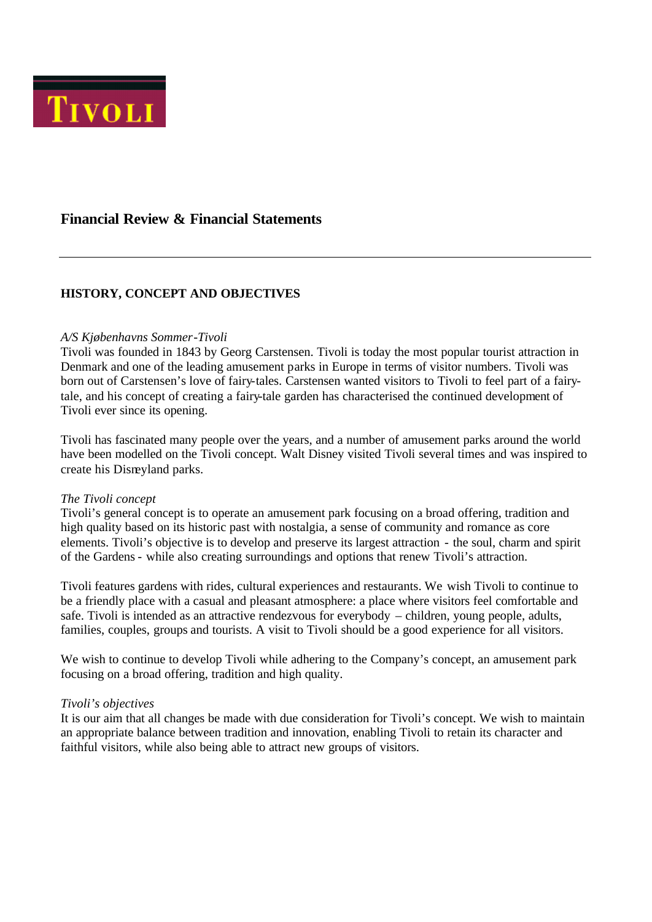TIVOLI

# Financial Review & Financial Statements

## HISTORY, CONCEPT AND OBJECTIVES

*A/S Kjøbenhavns Sommer-Tivoli*

Tivoli was founded in 1843 by Georg Carstensen. Tivoli is today the most popular tourist attraction in Denmark and one of the leading amusement parks in Europe in terms of visitor numbers. Tivoli was born out of Carstensen's love of fairy-tales. Carstensen wanted visitors to Tivoli to feel part of a fairy-tale, and his concept of creating a fairy-tale garden has characterised the continued development of Tivoli ever since its opening.

Tivoli has fascinated many people over the years, and a number of amusement parks around the world have been modelled on the Tivoli concept. Walt Disney visited Tivoli several times and was inspired to create his Disneyland parks.

*The Tivoli concept*

Tivoli's general concept is to operate an amusement park focusing on a broad offering, tradition and high quality based on its historic past with nostalgia, a sense of community and romance as core elements. Tivoli's objective is to develop and preserve its largest attraction - the soul, charm and spirit of the Gardens - while also creating surroundings and options that renew Tivoli's attraction.

Tivoli features gardens with rides, cultural experiences and restaurants. We wish Tivoli to continue to be a friendly place with a casual and pleasant atmosphere: a place where visitors feel comfortable and safe. Tivoli is intended as an attractive rendezvous for everybody – children, young people, adults, families, couples, groups and tourists. A visit to Tivoli should be a good experience for all visitors.

We wish to continue to develop Tivoli while adhering to the Company's concept, an amusement park focusing on a broad offering, tradition and high quality.

*Tivoli's objectives*

It is our aim that all changes be made with due consideration for Tivoli's concept. We wish to maintain an appropriate balance between tradition and innovation, enabling Tivoli to retain its character and faithful visitors, while also being able to attract new groups of visitors.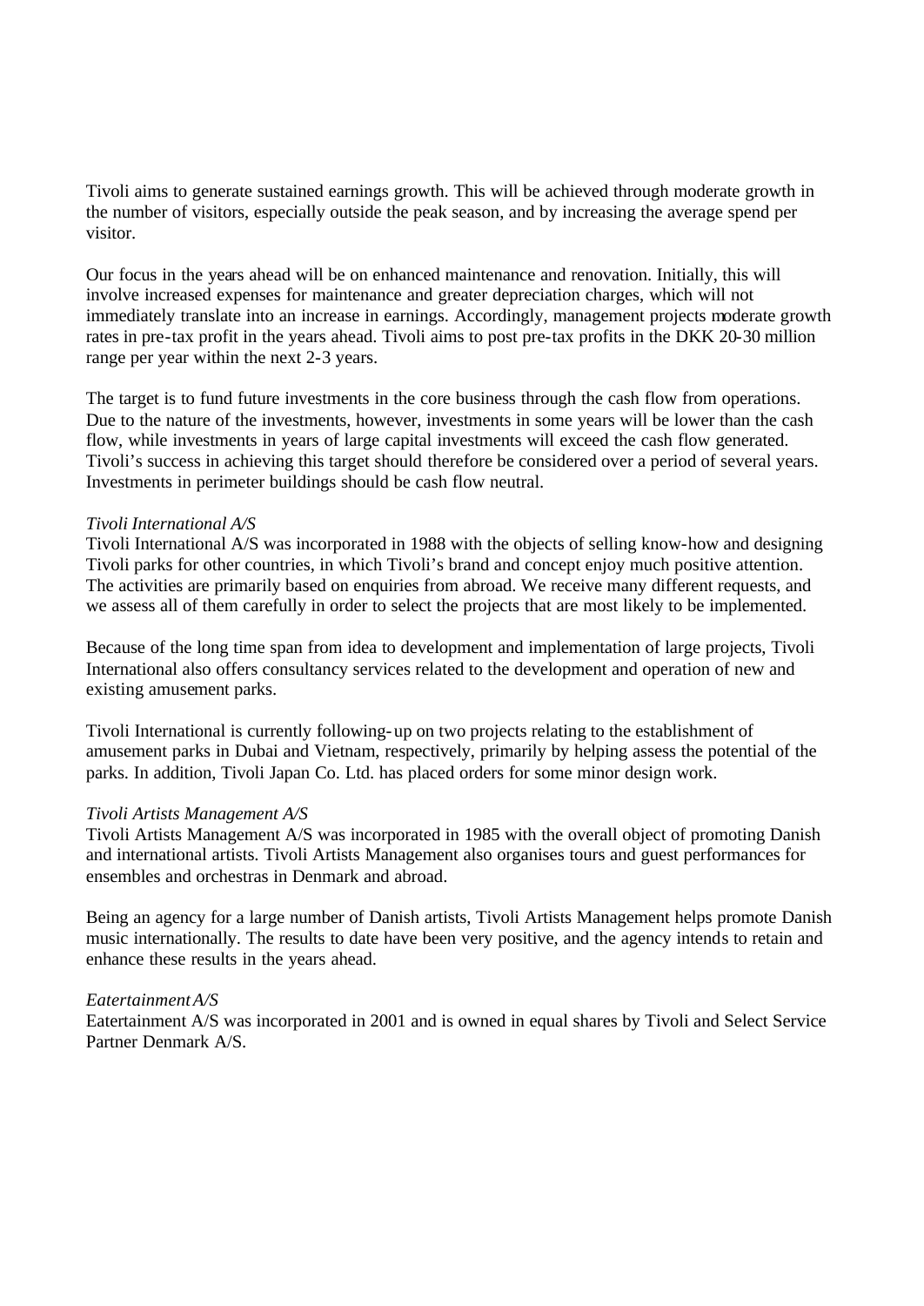Tivoli aims to generate sustained earnings growth. This will be achieved through moderate growth in the number of visitors, especially outside the peak season, and by increasing the average spend per visitor.

Our focus in the years ahead will be on enhanced maintenance and renovation. Initially, this will involve increased expenses for maintenance and greater depreciation charges, which will not immediately translate into an increase in earnings. Accordingly, management projects moderate growth rates in pre-tax profit in the years ahead. Tivoli aims to post pre-tax profits in the DKK 20-30 million range per year within the next 2-3 years.

The target is to fund future investments in the core business through the cash flow from operations. Due to the nature of the investments, however, investments in some years will be lower than the cash flow, while investments in years of large capital investments will exceed the cash flow generated. Tivoli's success in achieving this target should therefore be considered over a period of several years. Investments in perimeter buildings should be cash flow neutral.

*Tivoli International A/S*

Tivoli International A/S was incorporated in 1988 with the objects of selling know-how and designing Tivoli parks for other countries, in which Tivoli's brand and concept enjoy much positive attention. The activities are primarily based on enquiries from abroad. We receive many different requests, and we assess all of them carefully in order to select the projects that are most likely to be implemented.

Because of the long time span from idea to development and implementation of large projects, Tivoli International also offers consultancy services related to the development and operation of new and existing amusement parks.

Tivoli International is currently following-up on two projects relating to the establishment of amusement parks in Dubai and Vietnam, respectively, primarily by helping assess the potential of the parks. In addition, Tivoli Japan Co. Ltd. has placed orders for some minor design work.

*Tivoli Artists Management A/S*

Tivoli Artists Management A/S was incorporated in 1985 with the overall object of promoting Danish and international artists. Tivoli Artists Management also organises tours and guest performances for ensembles and orchestras in Denmark and abroad.

Being an agency for a large number of Danish artists, Tivoli Artists Management helps promote Danish music internationally. The results to date have been very positive, and the agency intends to retain and enhance these results in the years ahead.

*Eatertainment A/S*

Eatertainment A/S was incorporated in 2001 and is owned in equal shares by Tivoli and Select Service Partner Denmark A/S.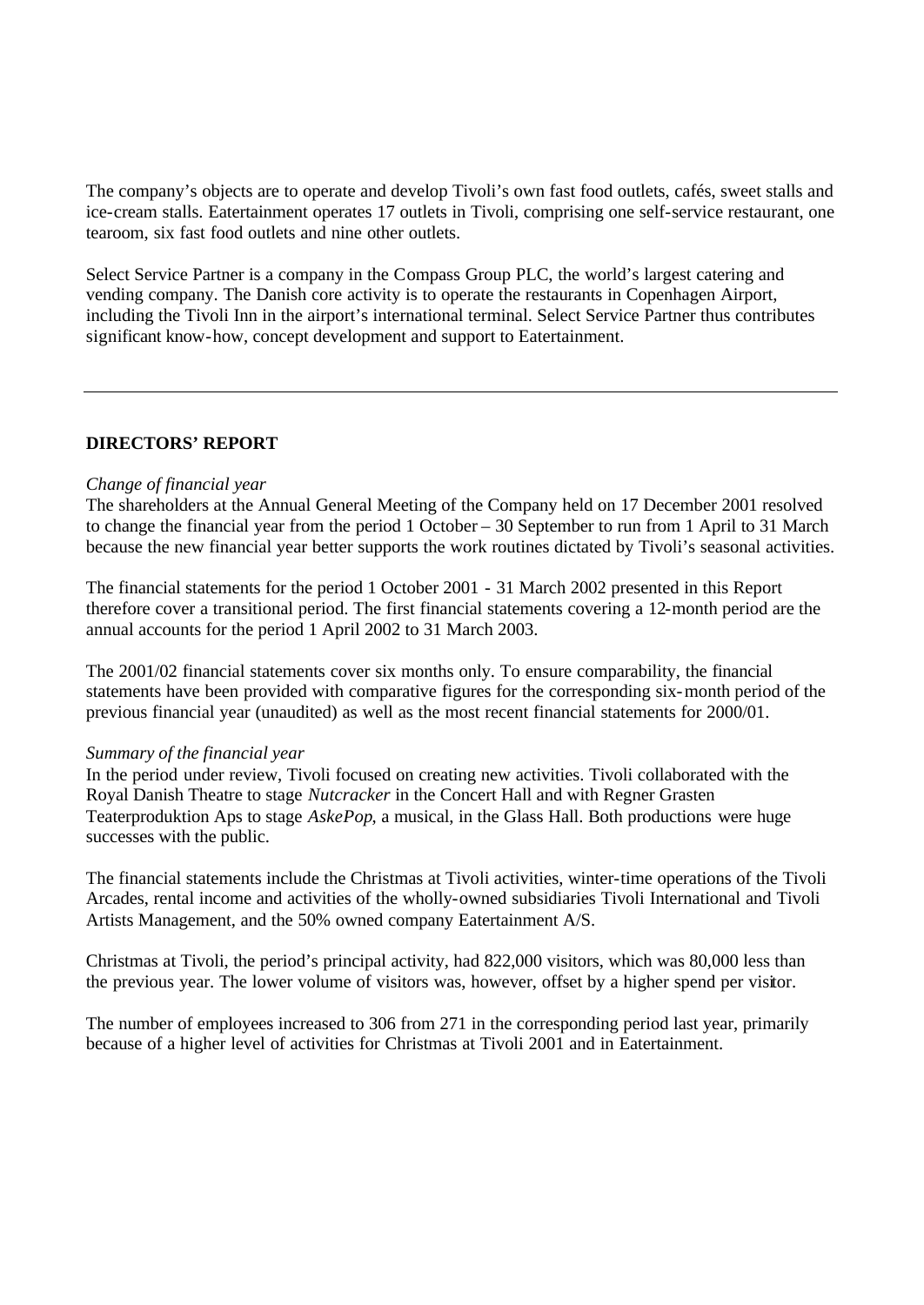The company's objects are to operate and develop Tivoli's own fast food outlets, cafés, sweet stalls and ice-cream stalls. Eatertainment operates 17 outlets in Tivoli, comprising one self-service restaurant, one tearoom, six fast food outlets and nine other outlets.

Select Service Partner is a company in the Compass Group PLC, the world's largest catering and vending company. The Danish core activity is to operate the restaurants in Copenhagen Airport, including the Tivoli Inn in the airport's international terminal. Select Service Partner thus contributes significant know-how, concept development and support to Eatertainment.

---

**DIRECTORS' REPORT**

*Change of financial year*
The shareholders at the Annual General Meeting of the Company held on 17 December 2001 resolved to change the financial year from the period 1 October – 30 September to run from 1 April to 31 March because the new financial year better supports the work routines dictated by Tivoli's seasonal activities.

The financial statements for the period 1 October 2001 - 31 March 2002 presented in this Report therefore cover a transitional period. The first financial statements covering a 12-month period are the annual accounts for the period 1 April 2002 to 31 March 2003.

The 2001/02 financial statements cover six months only. To ensure comparability, the financial statements have been provided with comparative figures for the corresponding six-month period of the previous financial year (unaudited) as well as the most recent financial statements for 2000/01.

*Summary of the financial year*
In the period under review, Tivoli focused on creating new activities. Tivoli collaborated with the Royal Danish Theatre to stage *Nutcracker* in the Concert Hall and with Regner Grasten Teaterproduktion Aps to stage *AskePop*, a musical, in the Glass Hall. Both productions were huge successes with the public.

The financial statements include the Christmas at Tivoli activities, winter-time operations of the Tivoli Arcades, rental income and activities of the wholly-owned subsidiaries Tivoli International and Tivoli Artists Management, and the 50% owned company Eatertainment A/S.

Christmas at Tivoli, the period's principal activity, had 822,000 visitors, which was 80,000 less than the previous year. The lower volume of visitors was, however, offset by a higher spend per visitor.

The number of employees increased to 306 from 271 in the corresponding period last year, primarily because of a higher level of activities for Christmas at Tivoli 2001 and in Eatertainment.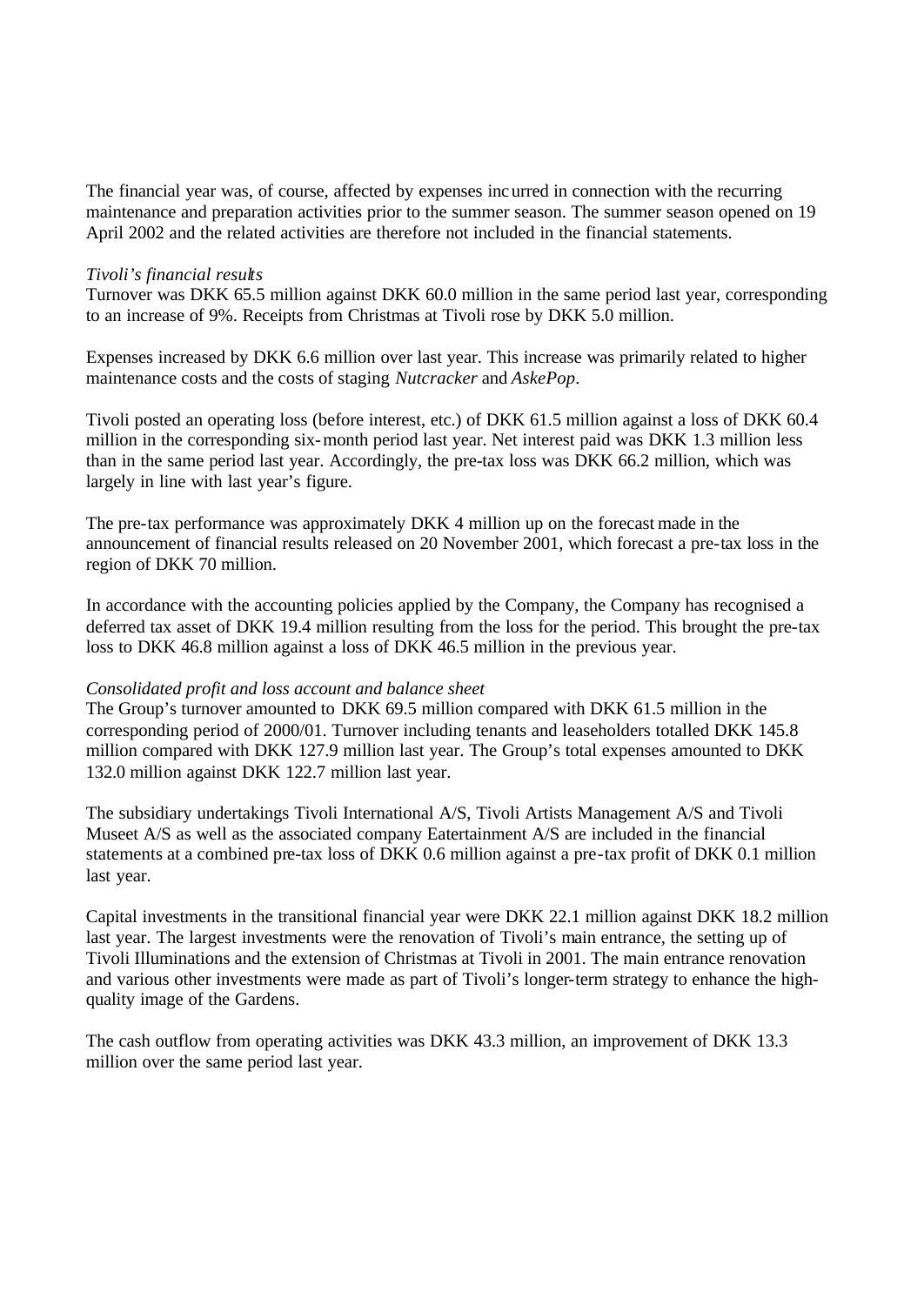The financial year was, of course, affected by expenses incurred in connection with the recurring maintenance and preparation activities prior to the summer season. The summer season opened on 19 April 2002 and the related activities are therefore not included in the financial statements.

*Tivoli's financial results*

Turnover was DKK 65.5 million against DKK 60.0 million in the same period last year, corresponding to an increase of 9%. Receipts from Christmas at Tivoli rose by DKK 5.0 million.

Expenses increased by DKK 6.6 million over last year. This increase was primarily related to higher maintenance costs and the costs of staging *Nutcracker* and *AskePop*.

Tivoli posted an operating loss (before interest, etc.) of DKK 61.5 million against a loss of DKK 60.4 million in the corresponding six-month period last year. Net interest paid was DKK 1.3 million less than in the same period last year. Accordingly, the pre-tax loss was DKK 66.2 million, which was largely in line with last year's figure.

The pre-tax performance was approximately DKK 4 million up on the forecast made in the announcement of financial results released on 20 November 2001, which forecast a pre-tax loss in the region of DKK 70 million.

In accordance with the accounting policies applied by the Company, the Company has recognised a deferred tax asset of DKK 19.4 million resulting from the loss for the period. This brought the pre-tax loss to DKK 46.8 million against a loss of DKK 46.5 million in the previous year.

*Consolidated profit and loss account and balance sheet*

The Group's turnover amounted to DKK 69.5 million compared with DKK 61.5 million in the corresponding period of 2000/01. Turnover including tenants and leaseholders totalled DKK 145.8 million compared with DKK 127.9 million last year. The Group's total expenses amounted to DKK 132.0 million against DKK 122.7 million last year.

The subsidiary undertakings Tivoli International A/S, Tivoli Artists Management A/S and Tivoli Museet A/S as well as the associated company Eatertainment A/S are included in the financial statements at a combined pre-tax loss of DKK 0.6 million against a pre-tax profit of DKK 0.1 million last year.

Capital investments in the transitional financial year were DKK 22.1 million against DKK 18.2 million last year. The largest investments were the renovation of Tivoli's main entrance, the setting up of Tivoli Illuminations and the extension of Christmas at Tivoli in 2001. The main entrance renovation and various other investments were made as part of Tivoli's longer-term strategy to enhance the high-quality image of the Gardens.

The cash outflow from operating activities was DKK 43.3 million, an improvement of DKK 13.3 million over the same period last year.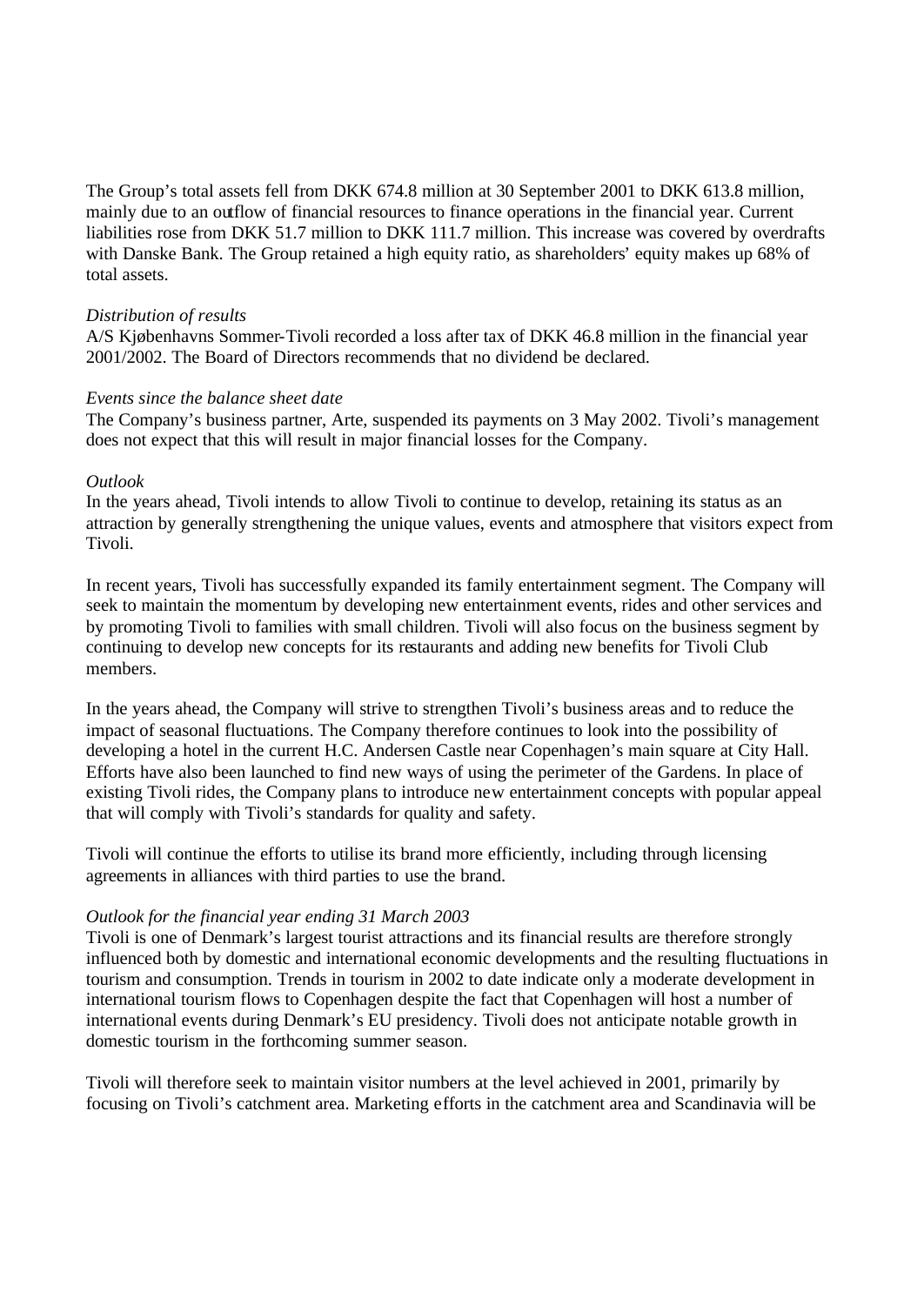The Group's total assets fell from DKK 674.8 million at 30 September 2001 to DKK 613.8 million, mainly due to an outflow of financial resources to finance operations in the financial year. Current liabilities rose from DKK 51.7 million to DKK 111.7 million. This increase was covered by overdrafts with Danske Bank. The Group retained a high equity ratio, as shareholders' equity makes up 68% of total assets.

*Distribution of results*
A/S Kjøbenhavns Sommer-Tivoli recorded a loss after tax of DKK 46.8 million in the financial year 2001/2002. The Board of Directors recommends that no dividend be declared.

*Events since the balance sheet date*
The Company's business partner, Arte, suspended its payments on 3 May 2002. Tivoli's management does not expect that this will result in major financial losses for the Company.

*Outlook*
In the years ahead, Tivoli intends to allow Tivoli to continue to develop, retaining its status as an attraction by generally strengthening the unique values, events and atmosphere that visitors expect from Tivoli.

In recent years, Tivoli has successfully expanded its family entertainment segment. The Company will seek to maintain the momentum by developing new entertainment events, rides and other services and by promoting Tivoli to families with small children. Tivoli will also focus on the business segment by continuing to develop new concepts for its restaurants and adding new benefits for Tivoli Club members.

In the years ahead, the Company will strive to strengthen Tivoli's business areas and to reduce the impact of seasonal fluctuations. The Company therefore continues to look into the possibility of developing a hotel in the current H.C. Andersen Castle near Copenhagen's main square at City Hall. Efforts have also been launched to find new ways of using the perimeter of the Gardens. In place of existing Tivoli rides, the Company plans to introduce new entertainment concepts with popular appeal that will comply with Tivoli's standards for quality and safety.

Tivoli will continue the efforts to utilise its brand more efficiently, including through licensing agreements in alliances with third parties to use the brand.

*Outlook for the financial year ending 31 March 2003*
Tivoli is one of Denmark's largest tourist attractions and its financial results are therefore strongly influenced both by domestic and international economic developments and the resulting fluctuations in tourism and consumption. Trends in tourism in 2002 to date indicate only a moderate development in international tourism flows to Copenhagen despite the fact that Copenhagen will host a number of international events during Denmark's EU presidency. Tivoli does not anticipate notable growth in domestic tourism in the forthcoming summer season.

Tivoli will therefore seek to maintain visitor numbers at the level achieved in 2001, primarily by focusing on Tivoli's catchment area. Marketing efforts in the catchment area and Scandinavia will be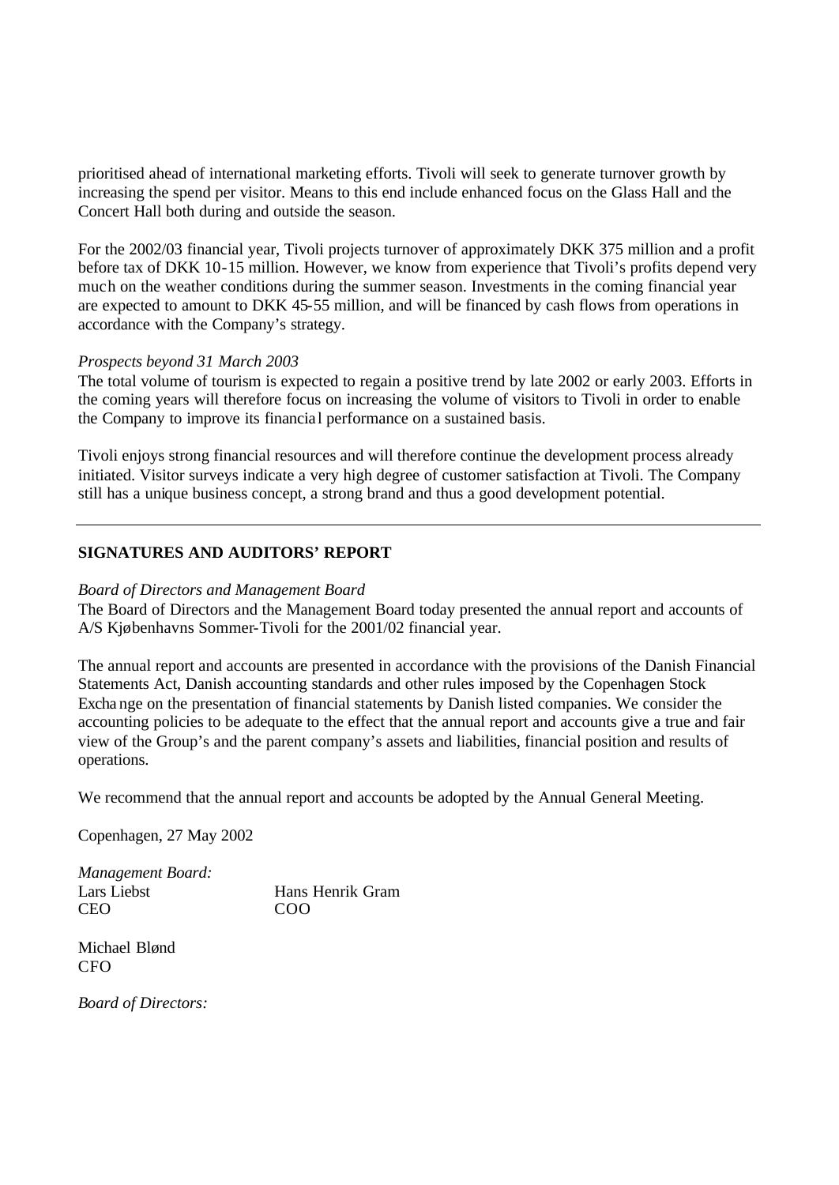prioritised ahead of international marketing efforts. Tivoli will seek to generate turnover growth by increasing the spend per visitor. Means to this end include enhanced focus on the Glass Hall and the Concert Hall both during and outside the season.

For the 2002/03 financial year, Tivoli projects turnover of approximately DKK 375 million and a profit before tax of DKK 10-15 million. However, we know from experience that Tivoli's profits depend very much on the weather conditions during the summer season. Investments in the coming financial year are expected to amount to DKK 45-55 million, and will be financed by cash flows from operations in accordance with the Company's strategy.

*Prospects beyond 31 March 2003*

The total volume of tourism is expected to regain a positive trend by late 2002 or early 2003. Efforts in the coming years will therefore focus on increasing the volume of visitors to Tivoli in order to enable the Company to improve its financial performance on a sustained basis.

Tivoli enjoys strong financial resources and will therefore continue the development process already initiated. Visitor surveys indicate a very high degree of customer satisfaction at Tivoli. The Company still has a unique business concept, a strong brand and thus a good development potential.

---

## SIGNATURES AND AUDITORS' REPORT

*Board of Directors and Management Board*

The Board of Directors and the Management Board today presented the annual report and accounts of A/S Kjøbenhavns Sommer-Tivoli for the 2001/02 financial year.

The annual report and accounts are presented in accordance with the provisions of the Danish Financial Statements Act, Danish accounting standards and other rules imposed by the Copenhagen Stock Exchange on the presentation of financial statements by Danish listed companies. We consider the accounting policies to be adequate to the effect that the annual report and accounts give a true and fair view of the Group's and the parent company's assets and liabilities, financial position and results of operations.

We recommend that the annual report and accounts be adopted by the Annual General Meeting.

Copenhagen, 27 May 2002

*Management Board:*

| | |
|---|---|
| Lars Liebst<br>CEO | Hans Henrik Gram<br>COO |
| Michael Blønd<br>CFO | |

*Board of Directors:*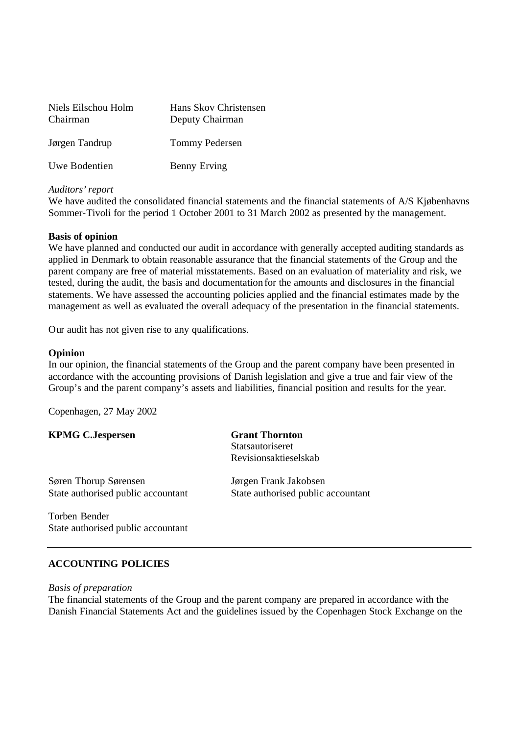| | |
|---|---|
| Niels Eilschou Holm<br>Chairman | Hans Skov Christensen<br>Deputy Chairman |
| Jørgen Tandrup | Tommy Pedersen |
| Uwe Bodentien | Benny Erving |

*Auditors' report*

We have audited the consolidated financial statements and the financial statements of A/S Kjøbenhavns Sommer-Tivoli for the period 1 October 2001 to 31 March 2002 as presented by the management.

**Basis of opinion**

We have planned and conducted our audit in accordance with generally accepted auditing standards as applied in Denmark to obtain reasonable assurance that the financial statements of the Group and the parent company are free of material misstatements. Based on an evaluation of materiality and risk, we tested, during the audit, the basis and documentation for the amounts and disclosures in the financial statements. We have assessed the accounting policies applied and the financial estimates made by the management as well as evaluated the overall adequacy of the presentation in the financial statements.

Our audit has not given rise to any qualifications.

**Opinion**

In our opinion, the financial statements of the Group and the parent company have been presented in accordance with the accounting provisions of Danish legislation and give a true and fair view of the Group's and the parent company's assets and liabilities, financial position and results for the year.

Copenhagen, 27 May 2002

| | |
|---|---|
| **KPMG C.Jespersen** | **Grant Thornton**<br>Statsautoriseret<br>Revisionsaktieselskab |
| Søren Thorup Sørensen<br>State authorised public accountant | Jørgen Frank Jakobsen<br>State authorised public accountant |
| Torben Bender<br>State authorised public accountant | |

## ACCOUNTING POLICIES

*Basis of preparation*

The financial statements of the Group and the parent company are prepared in accordance with the Danish Financial Statements Act and the guidelines issued by the Copenhagen Stock Exchange on the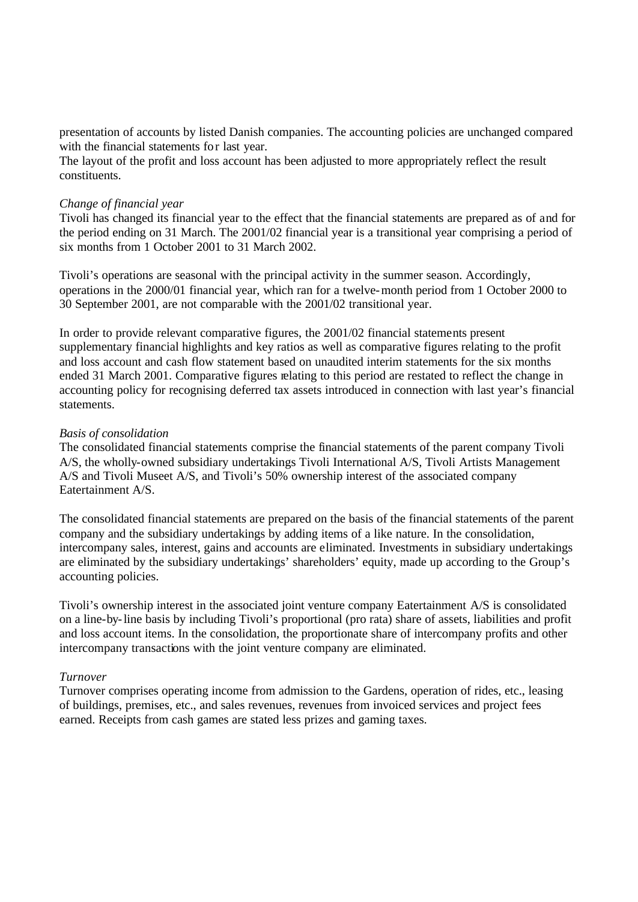presentation of accounts by listed Danish companies. The accounting policies are unchanged compared with the financial statements for last year.
The layout of the profit and loss account has been adjusted to more appropriately reflect the result constituents.

*Change of financial year*
Tivoli has changed its financial year to the effect that the financial statements are prepared as of and for the period ending on 31 March. The 2001/02 financial year is a transitional year comprising a period of six months from 1 October 2001 to 31 March 2002.

Tivoli's operations are seasonal with the principal activity in the summer season. Accordingly, operations in the 2000/01 financial year, which ran for a twelve-month period from 1 October 2000 to 30 September 2001, are not comparable with the 2001/02 transitional year.

In order to provide relevant comparative figures, the 2001/02 financial statements present supplementary financial highlights and key ratios as well as comparative figures relating to the profit and loss account and cash flow statement based on unaudited interim statements for the six months ended 31 March 2001. Comparative figures relating to this period are restated to reflect the change in accounting policy for recognising deferred tax assets introduced in connection with last year's financial statements.

*Basis of consolidation*
The consolidated financial statements comprise the financial statements of the parent company Tivoli A/S, the wholly-owned subsidiary undertakings Tivoli International A/S, Tivoli Artists Management A/S and Tivoli Museet A/S, and Tivoli's 50% ownership interest of the associated company Eatertainment A/S.

The consolidated financial statements are prepared on the basis of the financial statements of the parent company and the subsidiary undertakings by adding items of a like nature. In the consolidation, intercompany sales, interest, gains and accounts are eliminated. Investments in subsidiary undertakings are eliminated by the subsidiary undertakings' shareholders' equity, made up according to the Group's accounting policies.

Tivoli's ownership interest in the associated joint venture company Eatertainment A/S is consolidated on a line-by-line basis by including Tivoli's proportional (pro rata) share of assets, liabilities and profit and loss account items. In the consolidation, the proportionate share of intercompany profits and other intercompany transactions with the joint venture company are eliminated.

*Turnover*
Turnover comprises operating income from admission to the Gardens, operation of rides, etc., leasing of buildings, premises, etc., and sales revenues, revenues from invoiced services and project fees earned. Receipts from cash games are stated less prizes and gaming taxes.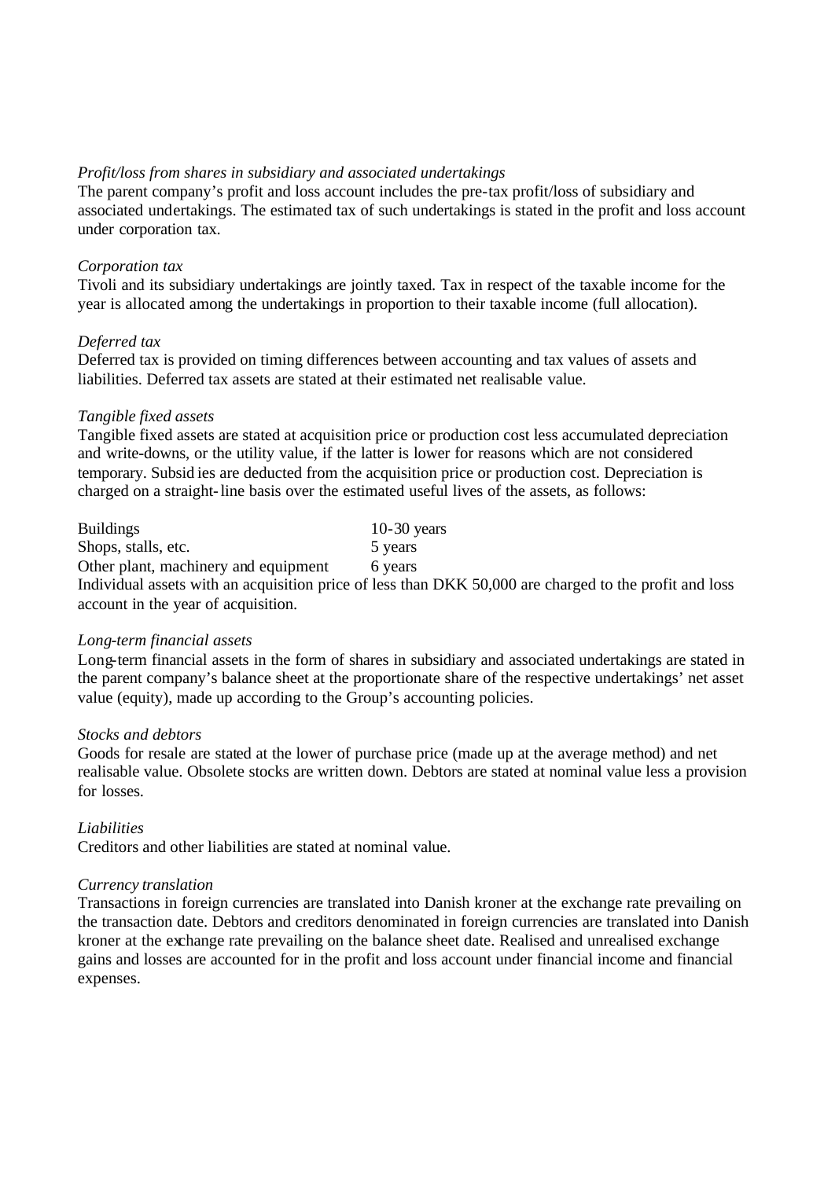*Profit/loss from shares in subsidiary and associated undertakings*

The parent company's profit and loss account includes the pre-tax profit/loss of subsidiary and associated undertakings. The estimated tax of such undertakings is stated in the profit and loss account under corporation tax.

*Corporation tax*

Tivoli and its subsidiary undertakings are jointly taxed. Tax in respect of the taxable income for the year is allocated among the undertakings in proportion to their taxable income (full allocation).

*Deferred tax*

Deferred tax is provided on timing differences between accounting and tax values of assets and liabilities. Deferred tax assets are stated at their estimated net realisable value.

*Tangible fixed assets*

Tangible fixed assets are stated at acquisition price or production cost less accumulated depreciation and write-downs, or the utility value, if the latter is lower for reasons which are not considered temporary. Subsidies are deducted from the acquisition price or production cost. Depreciation is charged on a straight-line basis over the estimated useful lives of the assets, as follows:

| | |
|---|---|
| Buildings | 10-30 years |
| Shops, stalls, etc. | 5 years |
| Other plant, machinery and equipment | 6 years |

Individual assets with an acquisition price of less than DKK 50,000 are charged to the profit and loss account in the year of acquisition.

*Long-term financial assets*

Long-term financial assets in the form of shares in subsidiary and associated undertakings are stated in the parent company's balance sheet at the proportionate share of the respective undertakings' net asset value (equity), made up according to the Group's accounting policies.

*Stocks and debtors*

Goods for resale are stated at the lower of purchase price (made up at the average method) and net realisable value. Obsolete stocks are written down. Debtors are stated at nominal value less a provision for losses.

*Liabilities*

Creditors and other liabilities are stated at nominal value.

*Currency translation*

Transactions in foreign currencies are translated into Danish kroner at the exchange rate prevailing on the transaction date. Debtors and creditors denominated in foreign currencies are translated into Danish kroner at the exchange rate prevailing on the balance sheet date. Realised and unrealised exchange gains and losses are accounted for in the profit and loss account under financial income and financial expenses.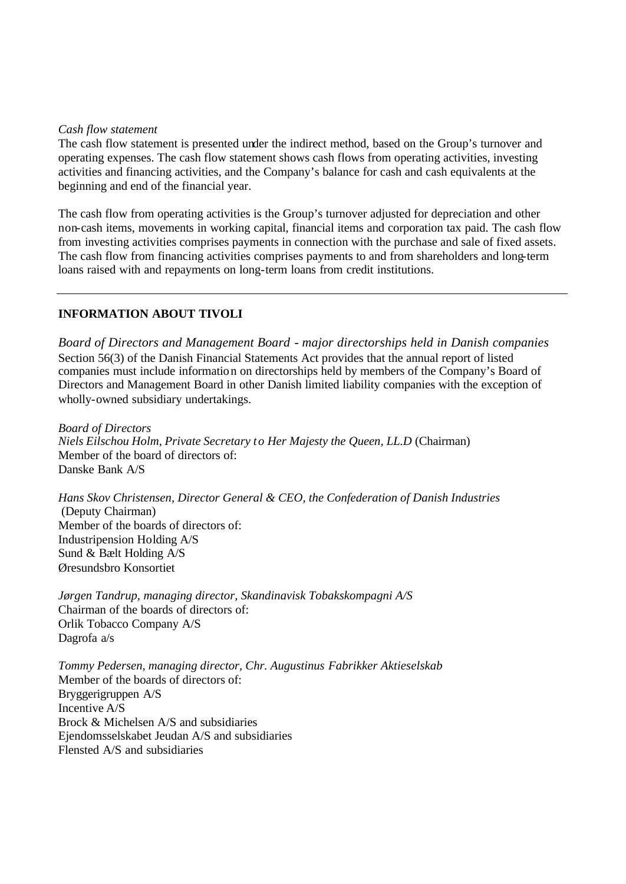*Cash flow statement*

The cash flow statement is presented under the indirect method, based on the Group's turnover and operating expenses. The cash flow statement shows cash flows from operating activities, investing activities and financing activities, and the Company's balance for cash and cash equivalents at the beginning and end of the financial year.

The cash flow from operating activities is the Group's turnover adjusted for depreciation and other non-cash items, movements in working capital, financial items and corporation tax paid. The cash flow from investing activities comprises payments in connection with the purchase and sale of fixed assets. The cash flow from financing activities comprises payments to and from shareholders and long-term loans raised with and repayments on long-term loans from credit institutions.

---

## INFORMATION ABOUT TIVOLI

*Board of Directors and Management Board - major directorships held in Danish companies*

Section 56(3) of the Danish Financial Statements Act provides that the annual report of listed companies must include information on directorships held by members of the Company's Board of Directors and Management Board in other Danish limited liability companies with the exception of wholly-owned subsidiary undertakings.

*Board of Directors*

*Niels Eilschou Holm, Private Secretary to Her Majesty the Queen, LL.D* (Chairman)
Member of the board of directors of:
Danske Bank A/S

*Hans Skov Christensen, Director General & CEO, the Confederation of Danish Industries* (Deputy Chairman)
Member of the boards of directors of:
Industripension Holding A/S
Sund & Bælt Holding A/S
Øresundsbro Konsortiet

*Jørgen Tandrup, managing director, Skandinavisk Tobakskompagni A/S*
Chairman of the boards of directors of:
Orlik Tobacco Company A/S
Dagrofa a/s

*Tommy Pedersen, managing director, Chr. Augustinus Fabrikker Aktieselskab*
Member of the boards of directors of:
Bryggerigruppen A/S
Incentive A/S
Brock & Michelsen A/S and subsidiaries
Ejendomsselskabet Jeudan A/S and subsidiaries
Flensted A/S and subsidiaries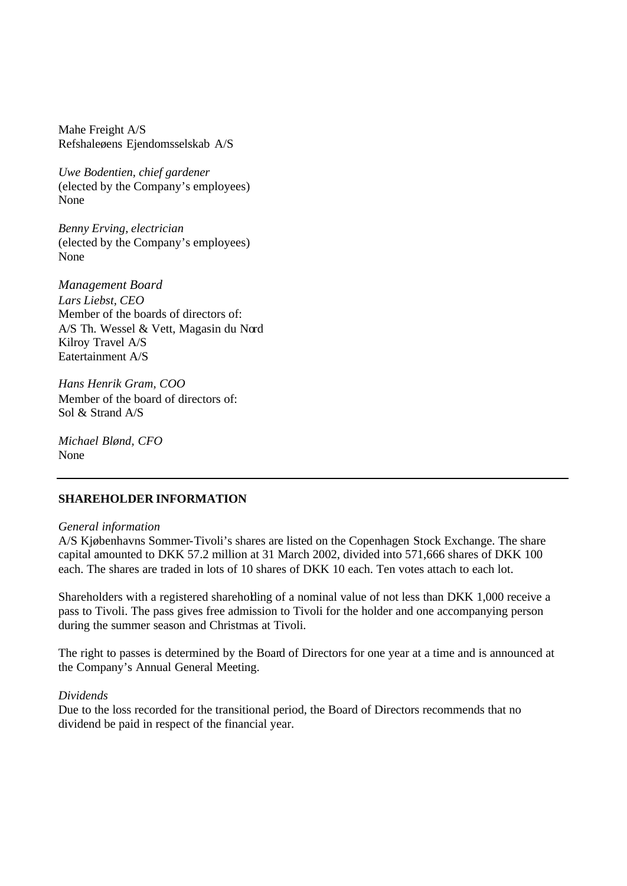Mahe Freight A/S
Refshaleøens Ejendomsselskab A/S

*Uwe Bodentien, chief gardener*
(elected by the Company's employees)
None

*Benny Erving, electrician*
(elected by the Company's employees)
None

*Management Board*
*Lars Liebst, CEO*
Member of the boards of directors of:
A/S Th. Wessel & Vett, Magasin du Nord
Kilroy Travel A/S
Eatertainment A/S

*Hans Henrik Gram, COO*
Member of the board of directors of:
Sol & Strand A/S

*Michael Blønd, CFO*
None

---

**SHAREHOLDER INFORMATION**

*General information*
A/S Kjøbenhavns Sommer-Tivoli's shares are listed on the Copenhagen Stock Exchange. The share capital amounted to DKK 57.2 million at 31 March 2002, divided into 571,666 shares of DKK 100 each. The shares are traded in lots of 10 shares of DKK 10 each. Ten votes attach to each lot.

Shareholders with a registered shareholding of a nominal value of not less than DKK 1,000 receive a pass to Tivoli. The pass gives free admission to Tivoli for the holder and one accompanying person during the summer season and Christmas at Tivoli.

The right to passes is determined by the Board of Directors for one year at a time and is announced at the Company's Annual General Meeting.

*Dividends*
Due to the loss recorded for the transitional period, the Board of Directors recommends that no dividend be paid in respect of the financial year.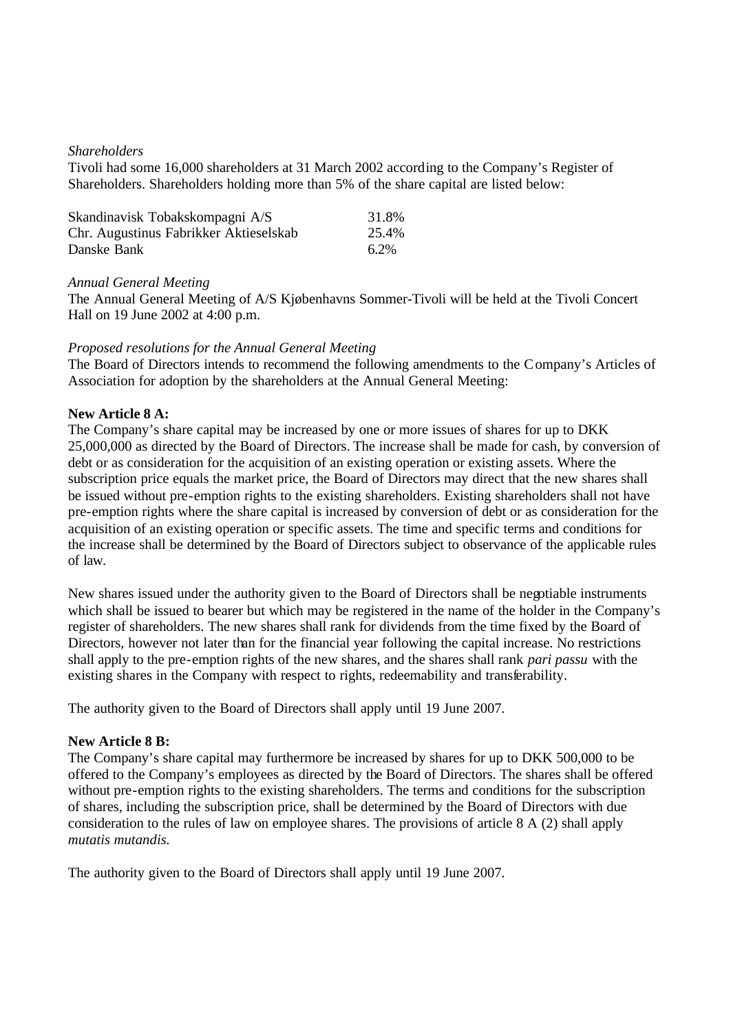*Shareholders*

Tivoli had some 16,000 shareholders at 31 March 2002 according to the Company's Register of Shareholders. Shareholders holding more than 5% of the share capital are listed below:

| | |
|---|---|
| Skandinavisk Tobakskompagni A/S | 31.8% |
| Chr. Augustinus Fabrikker Aktieselskab | 25.4% |
| Danske Bank | 6.2% |

*Annual General Meeting*

The Annual General Meeting of A/S Kjøbenhavns Sommer-Tivoli will be held at the Tivoli Concert Hall on 19 June 2002 at 4:00 p.m.

*Proposed resolutions for the Annual General Meeting*

The Board of Directors intends to recommend the following amendments to the Company's Articles of Association for adoption by the shareholders at the Annual General Meeting:

**New Article 8 A:**

The Company's share capital may be increased by one or more issues of shares for up to DKK 25,000,000 as directed by the Board of Directors. The increase shall be made for cash, by conversion of debt or as consideration for the acquisition of an existing operation or existing assets. Where the subscription price equals the market price, the Board of Directors may direct that the new shares shall be issued without pre-emption rights to the existing shareholders. Existing shareholders shall not have pre-emption rights where the share capital is increased by conversion of debt or as consideration for the acquisition of an existing operation or specific assets. The time and specific terms and conditions for the increase shall be determined by the Board of Directors subject to observance of the applicable rules of law.

New shares issued under the authority given to the Board of Directors shall be negotiable instruments which shall be issued to bearer but which may be registered in the name of the holder in the Company's register of shareholders. The new shares shall rank for dividends from the time fixed by the Board of Directors, however not later than for the financial year following the capital increase. No restrictions shall apply to the pre-emption rights of the new shares, and the shares shall rank *pari passu* with the existing shares in the Company with respect to rights, redeemability and transferability.

The authority given to the Board of Directors shall apply until 19 June 2007.

**New Article 8 B:**

The Company's share capital may furthermore be increased by shares for up to DKK 500,000 to be offered to the Company's employees as directed by the Board of Directors. The shares shall be offered without pre-emption rights to the existing shareholders. The terms and conditions for the subscription of shares, including the subscription price, shall be determined by the Board of Directors with due consideration to the rules of law on employee shares. The provisions of article 8 A (2) shall apply *mutatis mutandis.*

The authority given to the Board of Directors shall apply until 19 June 2007.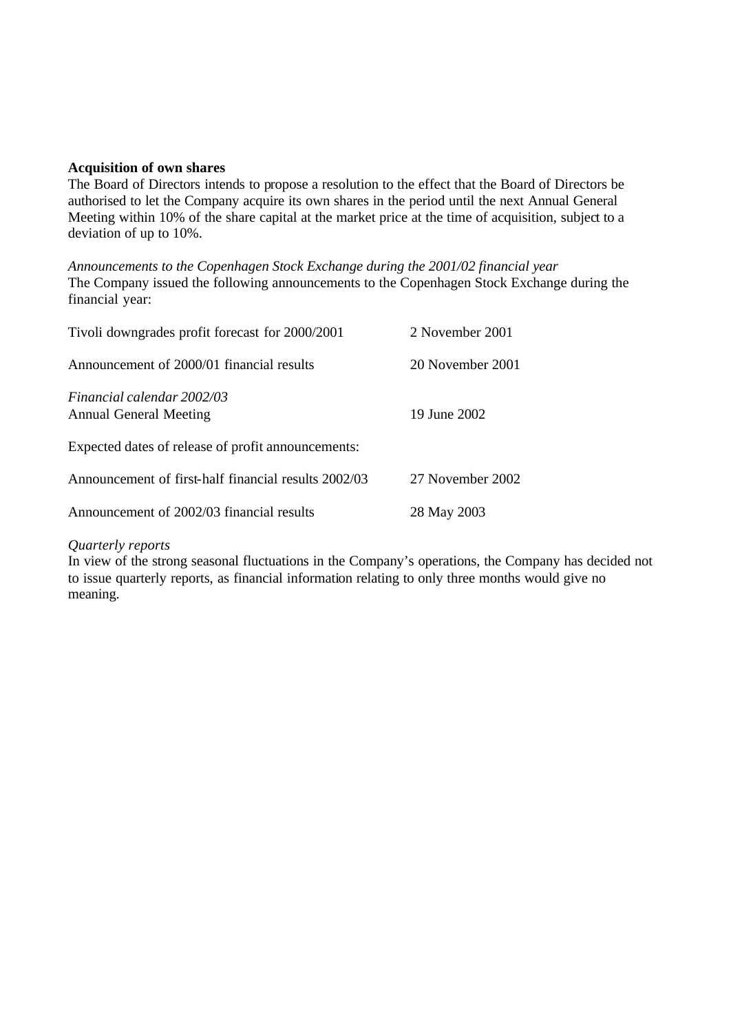**Acquisition of own shares**

The Board of Directors intends to propose a resolution to the effect that the Board of Directors be authorised to let the Company acquire its own shares in the period until the next Annual General Meeting within 10% of the share capital at the market price at the time of acquisition, subject to a deviation of up to 10%.

*Announcements to the Copenhagen Stock Exchange during the 2001/02 financial year*

The Company issued the following announcements to the Copenhagen Stock Exchange during the financial year:

| | |
|---|---|
| Tivoli downgrades profit forecast for 2000/2001 | 2 November 2001 |
| Announcement of 2000/01 financial results | 20 November 2001 |

*Financial calendar 2002/03*

| | |
|---|---|
| Annual General Meeting | 19 June 2002 |

Expected dates of release of profit announcements:

| | |
|---|---|
| Announcement of first-half financial results 2002/03 | 27 November 2002 |
| Announcement of 2002/03 financial results | 28 May 2003 |

*Quarterly reports*

In view of the strong seasonal fluctuations in the Company's operations, the Company has decided not to issue quarterly reports, as financial information relating to only three months would give no meaning.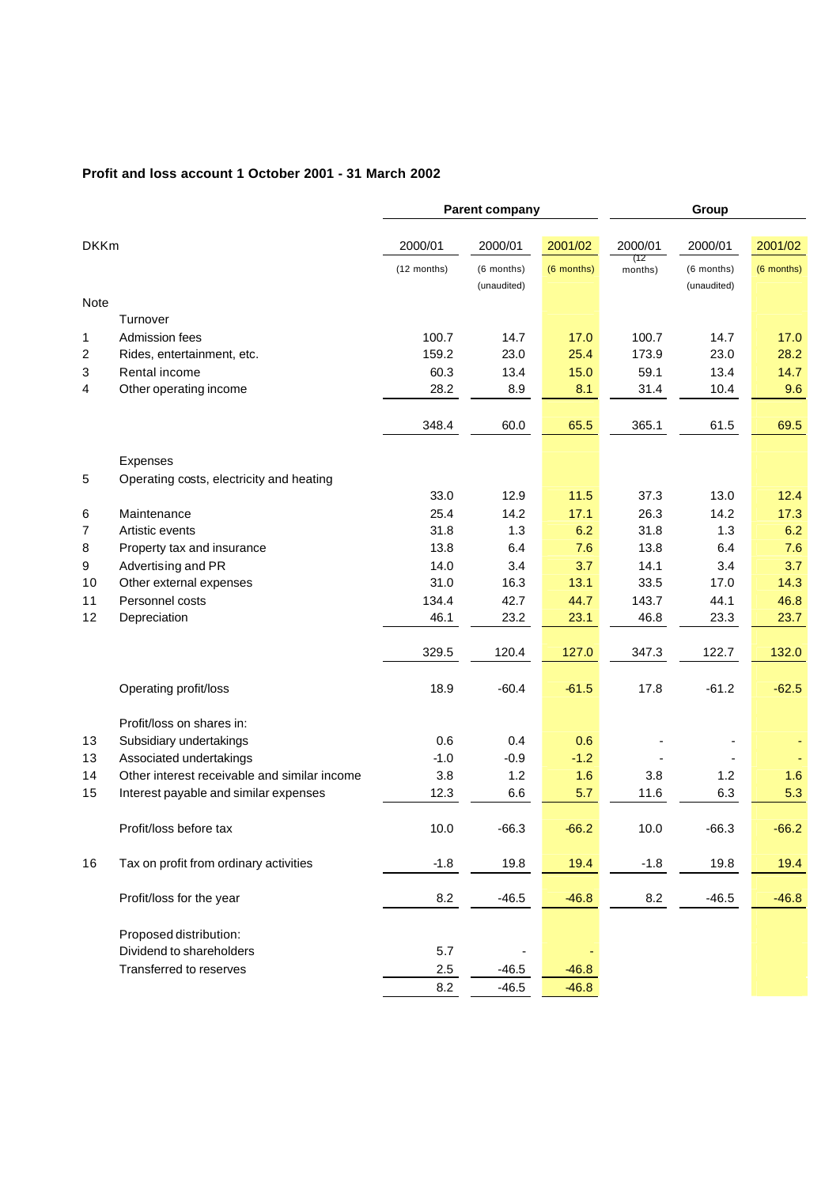**Profit and loss account 1 October 2001 - 31 March 2002**

| | | Parent company | | | Group | | |
|---|---|---|---|---|---|---|---|
| DKKm | | 2000/01 | 2000/01 | 2001/02 | 2000/01 | 2000/01 | 2001/02 |
| | | (12 months) | (6 months) (unaudited) | (6 months) | (12 months) | (6 months) (unaudited) | (6 months) |
| Note | | | | | | | |
| | Turnover | | | | | | |
| 1 | Admission fees | 100.7 | 14.7 | 17.0 | 100.7 | 14.7 | 17.0 |
| 2 | Rides, entertainment, etc. | 159.2 | 23.0 | 25.4 | 173.9 | 23.0 | 28.2 |
| 3 | Rental income | 60.3 | 13.4 | 15.0 | 59.1 | 13.4 | 14.7 |
| 4 | Other operating income | 28.2 | 8.9 | 8.1 | 31.4 | 10.4 | 9.6 |
| | | 348.4 | 60.0 | 65.5 | 365.1 | 61.5 | 69.5 |
| | Expenses | | | | | | |
| 5 | Operating costs, electricity and heating | 33.0 | 12.9 | 11.5 | 37.3 | 13.0 | 12.4 |
| 6 | Maintenance | 25.4 | 14.2 | 17.1 | 26.3 | 14.2 | 17.3 |
| 7 | Artistic events | 31.8 | 1.3 | 6.2 | 31.8 | 1.3 | 6.2 |
| 8 | Property tax and insurance | 13.8 | 6.4 | 7.6 | 13.8 | 6.4 | 7.6 |
| 9 | Advertising and PR | 14.0 | 3.4 | 3.7 | 14.1 | 3.4 | 3.7 |
| 10 | Other external expenses | 31.0 | 16.3 | 13.1 | 33.5 | 17.0 | 14.3 |
| 11 | Personnel costs | 134.4 | 42.7 | 44.7 | 143.7 | 44.1 | 46.8 |
| 12 | Depreciation | 46.1 | 23.2 | 23.1 | 46.8 | 23.3 | 23.7 |
| | | 329.5 | 120.4 | 127.0 | 347.3 | 122.7 | 132.0 |
| | Operating profit/loss | 18.9 | -60.4 | -61.5 | 17.8 | -61.2 | -62.5 |
| | Profit/loss on shares in: | | | | | | |
| 13 | Subsidiary undertakings | 0.6 | 0.4 | 0.6 | - | - | - |
| 13 | Associated undertakings | -1.0 | -0.9 | -1.2 | - | - | - |
| 14 | Other interest receivable and similar income | 3.8 | 1.2 | 1.6 | 3.8 | 1.2 | 1.6 |
| 15 | Interest payable and similar expenses | 12.3 | 6.6 | 5.7 | 11.6 | 6.3 | 5.3 |
| | Profit/loss before tax | 10.0 | -66.3 | -66.2 | 10.0 | -66.3 | -66.2 |
| 16 | Tax on profit from ordinary activities | -1.8 | 19.8 | 19.4 | -1.8 | 19.8 | 19.4 |
| | Profit/loss for the year | 8.2 | -46.5 | -46.8 | 8.2 | -46.5 | -46.8 |
| | Proposed distribution: | | | | | | |
| | Dividend to shareholders | 5.7 | - | - | | | |
| | Transferred to reserves | 2.5 | -46.5 | -46.8 | | | |
| | | 8.2 | -46.5 | -46.8 | | | |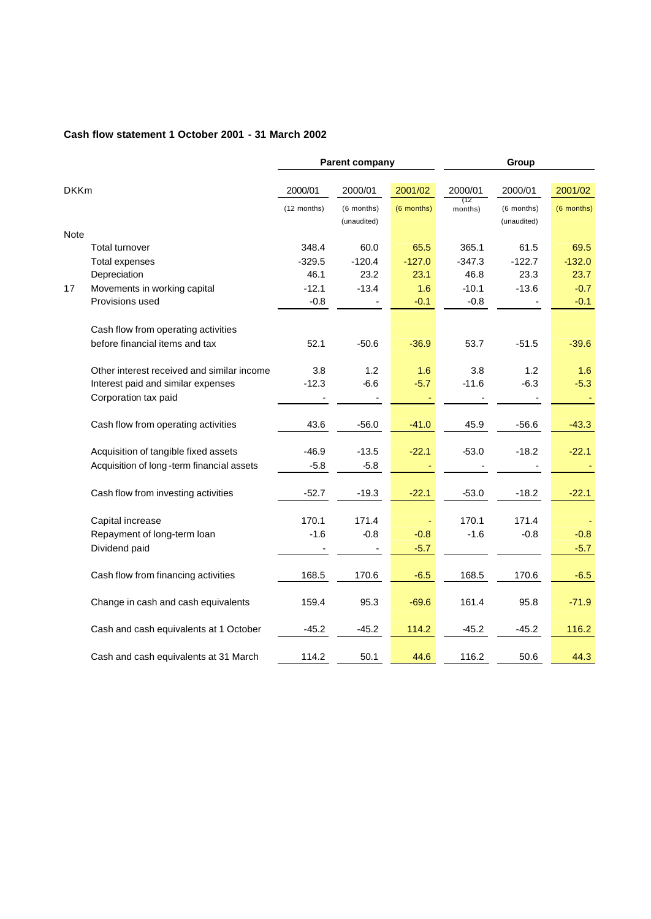**Cash flow statement 1 October 2001 - 31 March 2002**

| | | Parent company | | | Group | | |
|---|---|---|---|---|---|---|---|
| DKKm | | 2000/01 | 2000/01 | 2001/02 | 2000/01 | 2000/01 | 2001/02 |
| | | (12 months) | (6 months) (unaudited) | (6 months) | (12 months) | (6 months) (unaudited) | (6 months) |
| Note | | | | | | | |
| | Total turnover | 348.4 | 60.0 | 65.5 | 365.1 | 61.5 | 69.5 |
| | Total expenses | -329.5 | -120.4 | -127.0 | -347.3 | -122.7 | -132.0 |
| | Depreciation | 46.1 | 23.2 | 23.1 | 46.8 | 23.3 | 23.7 |
| 17 | Movements in working capital | -12.1 | -13.4 | 1.6 | -10.1 | -13.6 | -0.7 |
| | Provisions used | -0.8 | - | -0.1 | -0.8 | - | -0.1 |
| | Cash flow from operating activities before financial items and tax | 52.1 | -50.6 | -36.9 | 53.7 | -51.5 | -39.6 |
| | Other interest received and similar income | 3.8 | 1.2 | 1.6 | 3.8 | 1.2 | 1.6 |
| | Interest paid and similar expenses | -12.3 | -6.6 | -5.7 | -11.6 | -6.3 | -5.3 |
| | Corporation tax paid | - | - | - | - | - | - |
| | Cash flow from operating activities | 43.6 | -56.0 | -41.0 | 45.9 | -56.6 | -43.3 |
| | Acquisition of tangible fixed assets | -46.9 | -13.5 | -22.1 | -53.0 | -18.2 | -22.1 |
| | Acquisition of long-term financial assets | -5.8 | -5.8 | - | - | - | - |
| | Cash flow from investing activities | -52.7 | -19.3 | -22.1 | -53.0 | -18.2 | -22.1 |
| | Capital increase | 170.1 | 171.4 | - | 170.1 | 171.4 | - |
| | Repayment of long-term loan | -1.6 | -0.8 | -0.8 | -1.6 | -0.8 | -0.8 |
| | Dividend paid | - | - | -5.7 | | | -5.7 |
| | Cash flow from financing activities | 168.5 | 170.6 | -6.5 | 168.5 | 170.6 | -6.5 |
| | Change in cash and cash equivalents | 159.4 | 95.3 | -69.6 | 161.4 | 95.8 | -71.9 |
| | Cash and cash equivalents at 1 October | -45.2 | -45.2 | 114.2 | -45.2 | -45.2 | 116.2 |
| | Cash and cash equivalents at 31 March | 114.2 | 50.1 | 44.6 | 116.2 | 50.6 | 44.3 |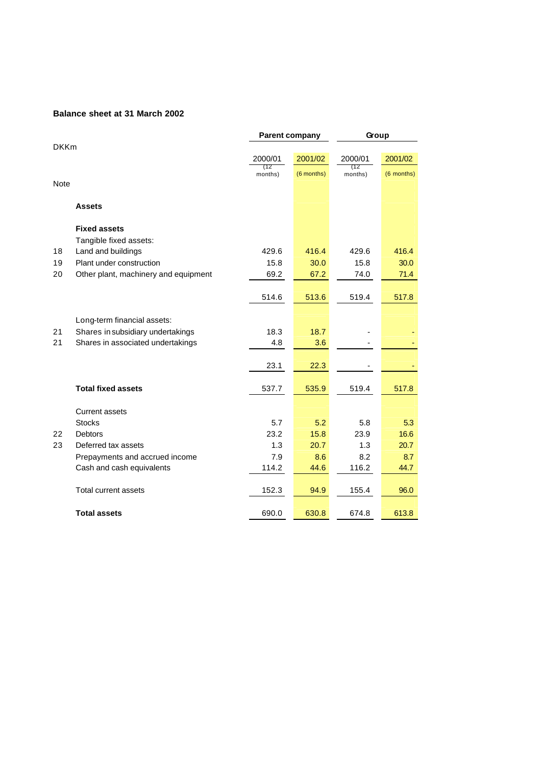## Balance sheet at 31 March 2002

DKKm

| Note | | Parent company | | Group | |
|---|---|---|---|---|---|
| | | 2000/01 (12 months) | 2001/02 (6 months) | 2000/01 (12 months) | 2001/02 (6 months) |
| | **Assets** | | | | |
| | **Fixed assets** | | | | |
| | Tangible fixed assets: | | | | |
| 18 | Land and buildings | 429.6 | 416.4 | 429.6 | 416.4 |
| 19 | Plant under construction | 15.8 | 30.0 | 15.8 | 30.0 |
| 20 | Other plant, machinery and equipment | 69.2 | 67.2 | 74.0 | 71.4 |
| | | 514.6 | 513.6 | 519.4 | 517.8 |
| | Long-term financial assets: | | | | |
| 21 | Shares in subsidiary undertakings | 18.3 | 18.7 | - | - |
| 21 | Shares in associated undertakings | 4.8 | 3.6 | - | - |
| | | 23.1 | 22.3 | - | - |
| | **Total fixed assets** | 537.7 | 535.9 | 519.4 | 517.8 |
| | Current assets | | | | |
| | Stocks | 5.7 | 5.2 | 5.8 | 5.3 |
| 22 | Debtors | 23.2 | 15.8 | 23.9 | 16.6 |
| 23 | Deferred tax assets | 1.3 | 20.7 | 1.3 | 20.7 |
| | Prepayments and accrued income | 7.9 | 8.6 | 8.2 | 8.7 |
| | Cash and cash equivalents | 114.2 | 44.6 | 116.2 | 44.7 |
| | Total current assets | 152.3 | 94.9 | 155.4 | 96.0 |
| | **Total assets** | 690.0 | 630.8 | 674.8 | 613.8 |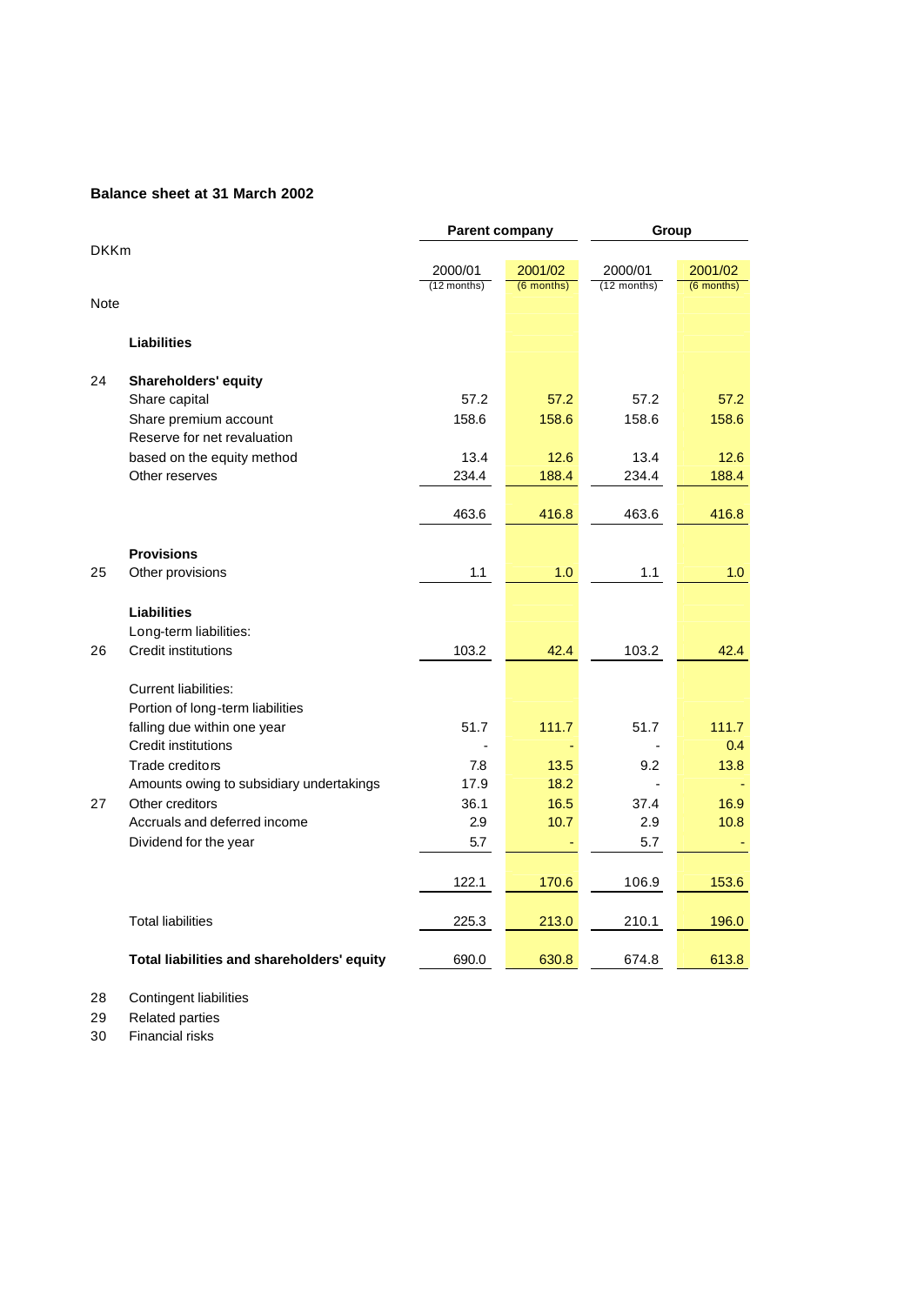## Balance sheet at 31 March 2002

| DKKm | | Parent company | | Group | |
|---|---|---|---|---|---|
| | | 2000/01 (12 months) | 2001/02 (6 months) | 2000/01 (12 months) | 2001/02 (6 months) |
| Note | | | | | |
| | **Liabilities** | | | | |
| 24 | **Shareholders' equity** | | | | |
| | Share capital | 57.2 | 57.2 | 57.2 | 57.2 |
| | Share premium account | 158.6 | 158.6 | 158.6 | 158.6 |
| | Reserve for net revaluation based on the equity method | 13.4 | 12.6 | 13.4 | 12.6 |
| | Other reserves | 234.4 | 188.4 | 234.4 | 188.4 |
| | | 463.6 | 416.8 | 463.6 | 416.8 |
| | **Provisions** | | | | |
| 25 | Other provisions | 1.1 | 1.0 | 1.1 | 1.0 |
| | **Liabilities** | | | | |
| | Long-term liabilities: | | | | |
| 26 | Credit institutions | 103.2 | 42.4 | 103.2 | 42.4 |
| | Current liabilities: | | | | |
| | Portion of long-term liabilities falling due within one year | 51.7 | 111.7 | 51.7 | 111.7 |
| | Credit institutions | - | - | - | 0.4 |
| | Trade creditors | 7.8 | 13.5 | 9.2 | 13.8 |
| | Amounts owing to subsidiary undertakings | 17.9 | 18.2 | - | - |
| 27 | Other creditors | 36.1 | 16.5 | 37.4 | 16.9 |
| | Accruals and deferred income | 2.9 | 10.7 | 2.9 | 10.8 |
| | Dividend for the year | 5.7 | - | 5.7 | - |
| | | 122.1 | 170.6 | 106.9 | 153.6 |
| | Total liabilities | 225.3 | 213.0 | 210.1 | 196.0 |
| | **Total liabilities and shareholders' equity** | 690.0 | 630.8 | 674.8 | 613.8 |

28 Contingent liabilities

29 Related parties

30 Financial risks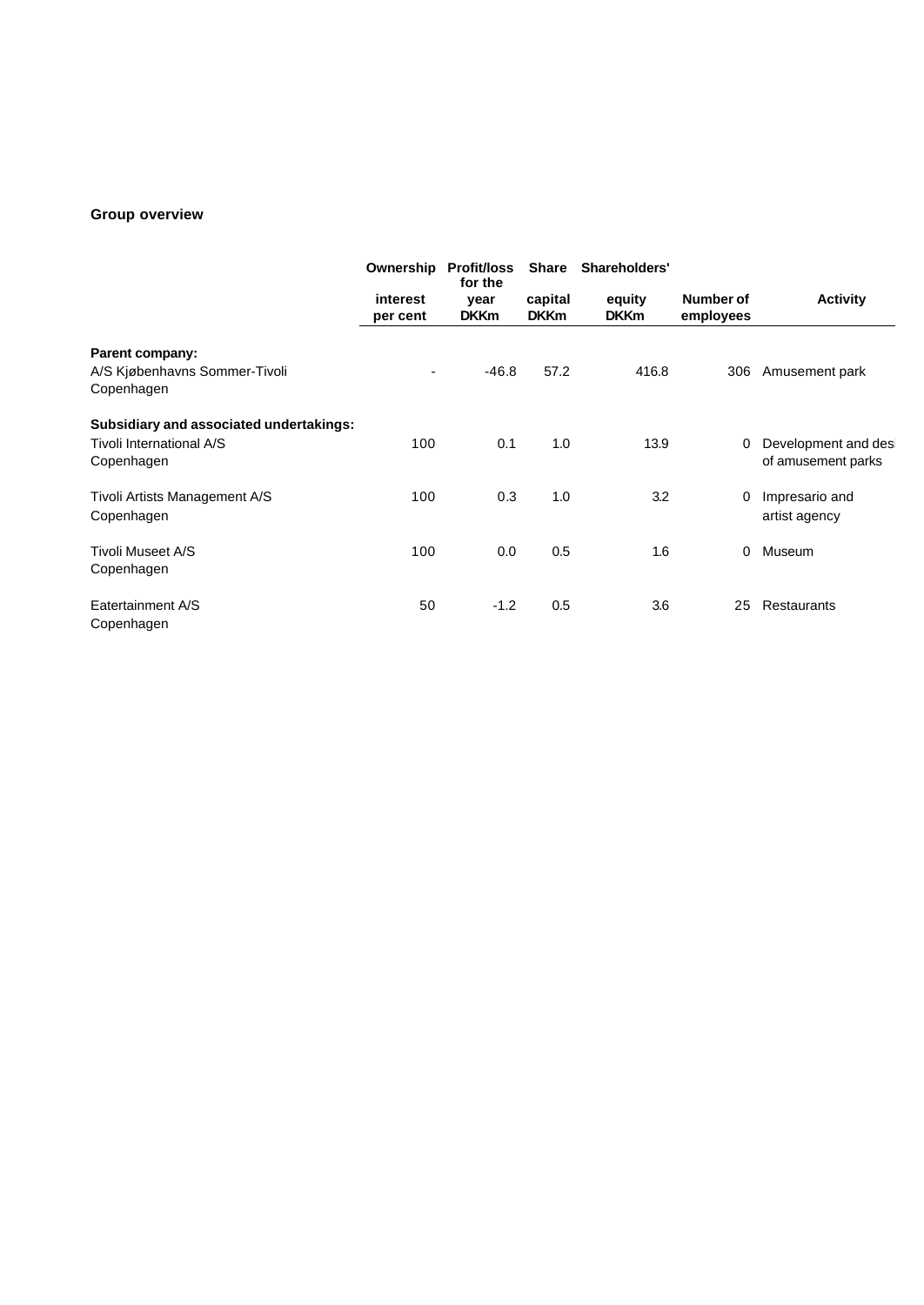## Group overview

| | Ownership interest per cent | Profit/loss for the year DKKm | Share capital DKKm | Shareholders' equity DKKm | Number of employees | Activity |
|---|---|---|---|---|---|---|
| **Parent company:** | | | | | | |
| A/S Kjøbenhavns Sommer-Tivoli Copenhagen | - | -46.8 | 57.2 | 416.8 | 306 | Amusement park |
| **Subsidiary and associated undertakings:** | | | | | | |
| Tivoli International A/S Copenhagen | 100 | 0.1 | 1.0 | 13.9 | 0 | Development and des of amusement parks |
| Tivoli Artists Management A/S Copenhagen | 100 | 0.3 | 1.0 | 3.2 | 0 | Impresario and artist agency |
| Tivoli Museet A/S Copenhagen | 100 | 0.0 | 0.5 | 1.6 | 0 | Museum |
| Eatertainment A/S Copenhagen | 50 | -1.2 | 0.5 | 3.6 | 25 | Restaurants |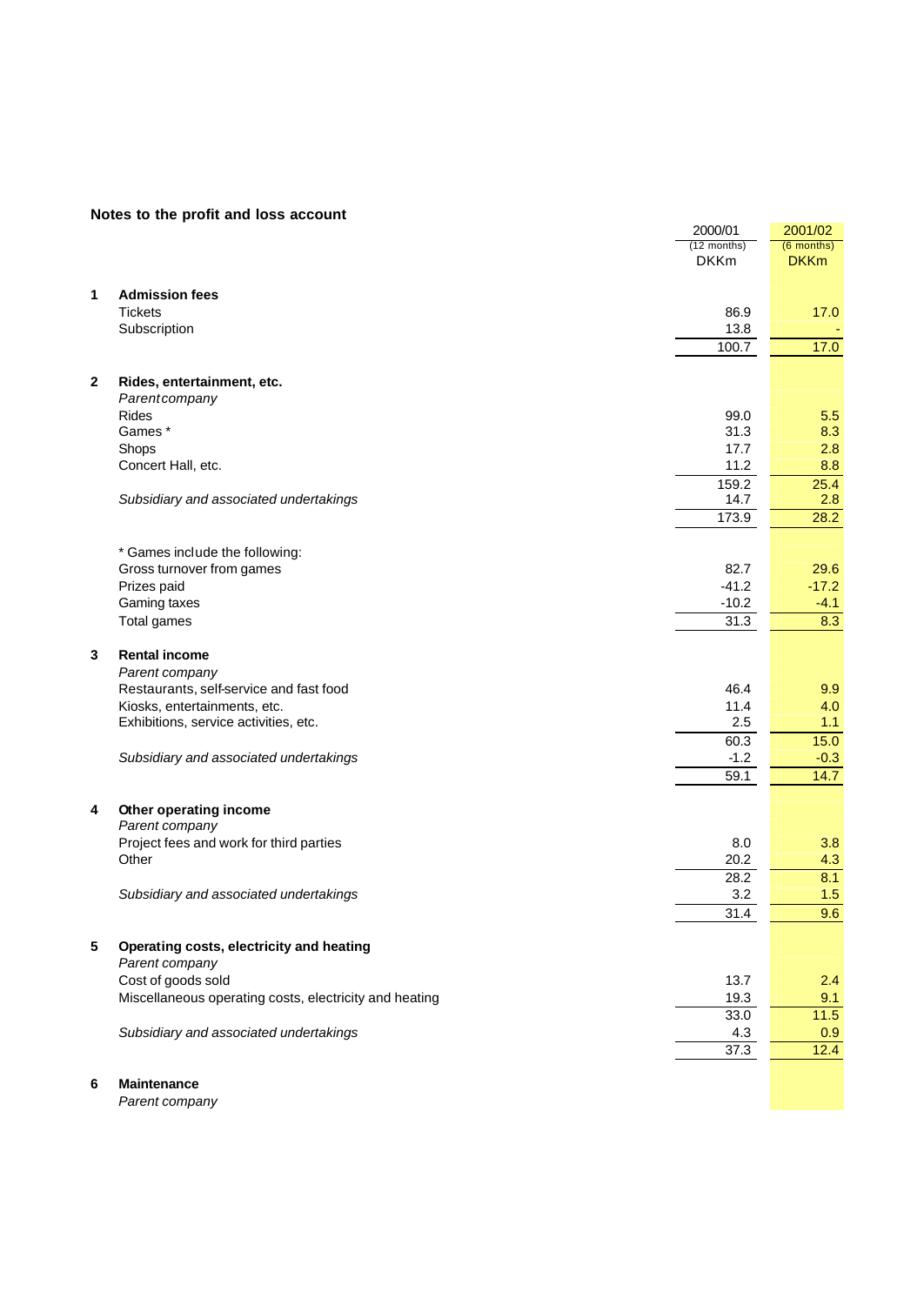## Notes to the profit and loss account

| | | 2000/01 (12 months) DKKm | 2001/02 (6 months) DKKm |
|---|---|---|---|
| **1** | **Admission fees** | | |
| | Tickets | 86.9 | 17.0 |
| | Subscription | 13.8 | - |
| | | 100.7 | 17.0 |
| **2** | **Rides, entertainment, etc.** | | |
| | *Parent company* | | |
| | Rides | 99.0 | 5.5 |
| | Games * | 31.3 | 8.3 |
| | Shops | 17.7 | 2.8 |
| | Concert Hall, etc. | 11.2 | 8.8 |
| | | 159.2 | 25.4 |
| | *Subsidiary and associated undertakings* | 14.7 | 2.8 |
| | | 173.9 | 28.2 |
| | * Games include the following: | | |
| | Gross turnover from games | 82.7 | 29.6 |
| | Prizes paid | -41.2 | -17.2 |
| | Gaming taxes | -10.2 | -4.1 |
| | Total games | 31.3 | 8.3 |
| **3** | **Rental income** | | |
| | *Parent company* | | |
| | Restaurants, self-service and fast food | 46.4 | 9.9 |
| | Kiosks, entertainments, etc. | 11.4 | 4.0 |
| | Exhibitions, service activities, etc. | 2.5 | 1.1 |
| | | 60.3 | 15.0 |
| | *Subsidiary and associated undertakings* | -1.2 | -0.3 |
| | | 59.1 | 14.7 |
| **4** | **Other operating income** | | |
| | *Parent company* | | |
| | Project fees and work for third parties | 8.0 | 3.8 |
| | Other | 20.2 | 4.3 |
| | | 28.2 | 8.1 |
| | *Subsidiary and associated undertakings* | 3.2 | 1.5 |
| | | 31.4 | 9.6 |
| **5** | **Operating costs, electricity and heating** | | |
| | *Parent company* | | |
| | Cost of goods sold | 13.7 | 2.4 |
| | Miscellaneous operating costs, electricity and heating | 19.3 | 9.1 |
| | | 33.0 | 11.5 |
| | *Subsidiary and associated undertakings* | 4.3 | 0.9 |
| | | 37.3 | 12.4 |
| **6** | **Maintenance** | | |
| | *Parent company* | | |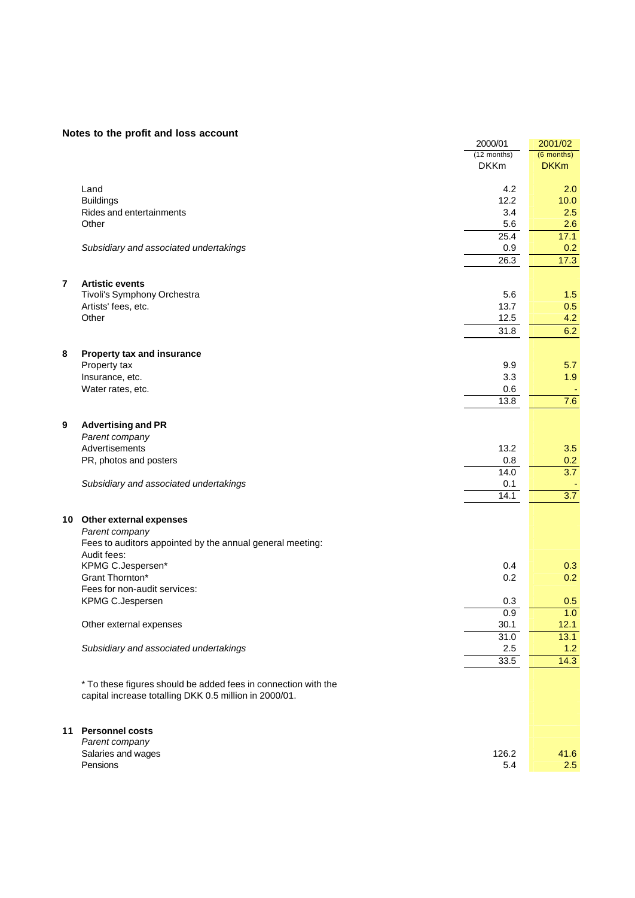## Notes to the profit and loss account

| | | 2000/01 (12 months) DKKm | 2001/02 (6 months) DKKm |
|---|---|---|---|
| | Land | 4.2 | 2.0 |
| | Buildings | 12.2 | 10.0 |
| | Rides and entertainments | 3.4 | 2.5 |
| | Other | 5.6 | 2.6 |
| | | 25.4 | 17.1 |
| | *Subsidiary and associated undertakings* | 0.9 | 0.2 |
| | | 26.3 | 17.3 |
| **7** | **Artistic events** | | |
| | Tivoli's Symphony Orchestra | 5.6 | 1.5 |
| | Artists' fees, etc. | 13.7 | 0.5 |
| | Other | 12.5 | 4.2 |
| | | 31.8 | 6.2 |
| **8** | **Property tax and insurance** | | |
| | Property tax | 9.9 | 5.7 |
| | Insurance, etc. | 3.3 | 1.9 |
| | Water rates, etc. | 0.6 | - |
| | | 13.8 | 7.6 |
| **9** | **Advertising and PR** | | |
| | *Parent company* | | |
| | Advertisements | 13.2 | 3.5 |
| | PR, photos and posters | 0.8 | 0.2 |
| | | 14.0 | 3.7 |
| | *Subsidiary and associated undertakings* | 0.1 | - |
| | | 14.1 | 3.7 |
| **10** | **Other external expenses** | | |
| | *Parent company* | | |
| | Fees to auditors appointed by the annual general meeting: | | |
| | Audit fees: | | |
| | KPMG C.Jespersen* | 0.4 | 0.3 |
| | Grant Thornton* | 0.2 | 0.2 |
| | Fees for non-audit services: | | |
| | KPMG C.Jespersen | 0.3 | 0.5 |
| | | 0.9 | 1.0 |
| | Other external expenses | 30.1 | 12.1 |
| | | 31.0 | 13.1 |
| | *Subsidiary and associated undertakings* | 2.5 | 1.2 |
| | | 33.5 | 14.3 |

* To these figures should be added fees in connection with the capital increase totalling DKK 0.5 million in 2000/01.

| | | 2000/01 (12 months) DKKm | 2001/02 (6 months) DKKm |
|---|---|---|---|
| **11** | **Personnel costs** | | |
| | *Parent company* | | |
| | Salaries and wages | 126.2 | 41.6 |
| | Pensions | 5.4 | 2.5 |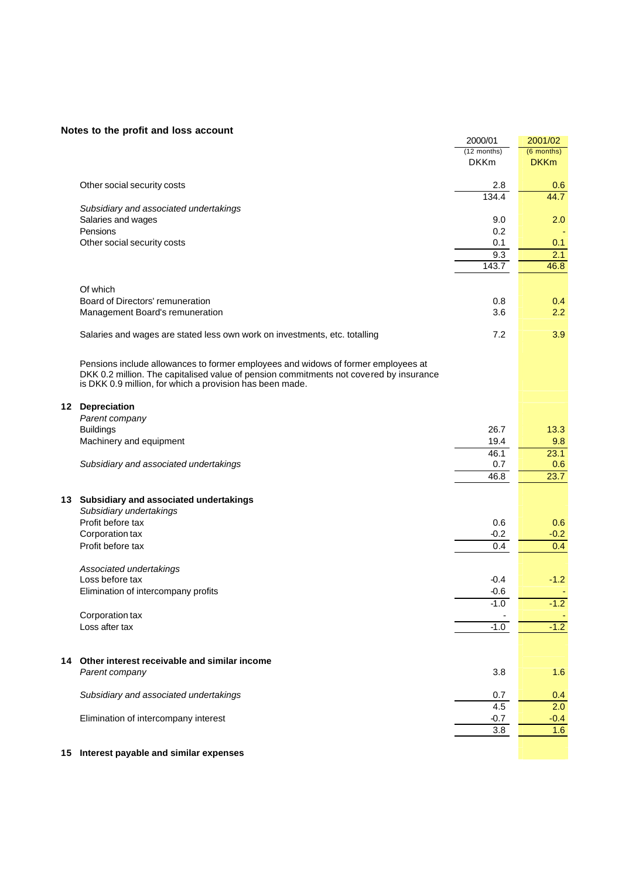## Notes to the profit and loss account

| | 2000/01 (12 months) DKKm | 2001/02 (6 months) DKKm |
|---|---|---|
| Other social security costs | 2.8 | 0.6 |
| | 134.4 | 44.7 |
| *Subsidiary and associated undertakings* | | |
| Salaries and wages | 9.0 | 2.0 |
| Pensions | 0.2 | - |
| Other social security costs | 0.1 | 0.1 |
| | 9.3 | 2.1 |
| | 143.7 | 46.8 |
| Of which | | |
| Board of Directors' remuneration | 0.8 | 0.4 |
| Management Board's remuneration | 3.6 | 2.2 |
| Salaries and wages are stated less own work on investments, etc. totalling | 7.2 | 3.9 |

Pensions include allowances to former employees and widows of former employees at DKK 0.2 million. The capitalised value of pension commitments not covered by insurance is DKK 0.9 million, for which a provision has been made.

### 12 Depreciation

| | 2000/01 (12 months) DKKm | 2001/02 (6 months) DKKm |
|---|---|---|
| *Parent company* | | |
| Buildings | 26.7 | 13.3 |
| Machinery and equipment | 19.4 | 9.8 |
| | 46.1 | 23.1 |
| *Subsidiary and associated undertakings* | 0.7 | 0.6 |
| | 46.8 | 23.7 |

### 13 Subsidiary and associated undertakings

| | 2000/01 (12 months) DKKm | 2001/02 (6 months) DKKm |
|---|---|---|
| *Subsidiary undertakings* | | |
| Profit before tax | 0.6 | 0.6 |
| Corporation tax | -0.2 | -0.2 |
| Profit before tax | 0.4 | 0.4 |
| *Associated undertakings* | | |
| Loss before tax | -0.4 | -1.2 |
| Elimination of intercompany profits | -0.6 | - |
| | -1.0 | -1.2 |
| Corporation tax | - | - |
| Loss after tax | -1.0 | -1.2 |

### 14 Other interest receivable and similar income

| | 2000/01 (12 months) DKKm | 2001/02 (6 months) DKKm |
|---|---|---|
| *Parent company* | 3.8 | 1.6 |
| *Subsidiary and associated undertakings* | 0.7 | 0.4 |
| | 4.5 | 2.0 |
| Elimination of intercompany interest | -0.7 | -0.4 |
| | 3.8 | 1.6 |

### 15 Interest payable and similar expenses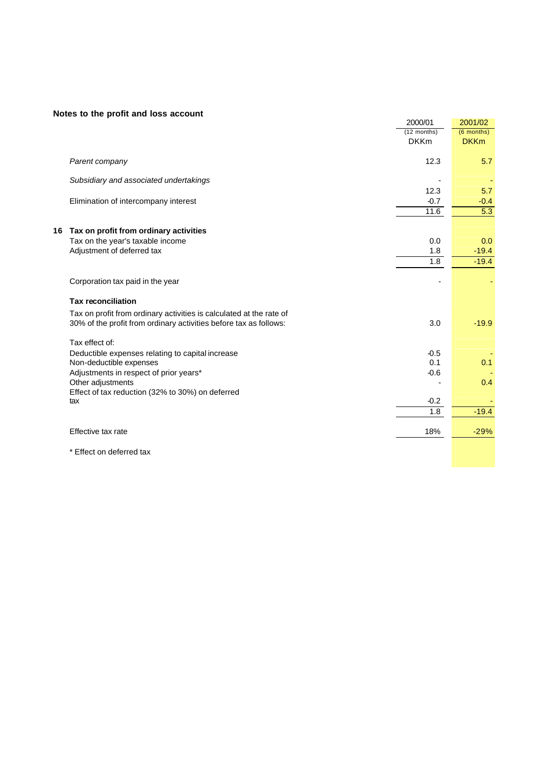## Notes to the profit and loss account

| | 2000/01 (12 months) DKKm | 2001/02 (6 months) DKKm |
|---|---|---|
| *Parent company* | 12.3 | 5.7 |
| *Subsidiary and associated undertakings* | - | - |
| | 12.3 | 5.7 |
| Elimination of intercompany interest | -0.7 | -0.4 |
| | 11.6 | 5.3 |

### 16 Tax on profit from ordinary activities

| | 2000/01 (12 months) DKKm | 2001/02 (6 months) DKKm |
|---|---|---|
| Tax on the year's taxable income | 0.0 | 0.0 |
| Adjustment of deferred tax | 1.8 | -19.4 |
| | 1.8 | -19.4 |
| Corporation tax paid in the year | - | - |
| **Tax reconciliation** | | |
| Tax on profit from ordinary activities is calculated at the rate of 30% of the profit from ordinary activities before tax as follows: | 3.0 | -19.9 |
| Tax effect of: | | |
| Deductible expenses relating to capital increase | -0.5 | - |
| Non-deductible expenses | 0.1 | 0.1 |
| Adjustments in respect of prior years* | -0.6 | - |
| Other adjustments | - | 0.4 |
| Effect of tax reduction (32% to 30%) on deferred tax | -0.2 | - |
| | 1.8 | -19.4 |
| Effective tax rate | 18% | -29% |

* Effect on deferred tax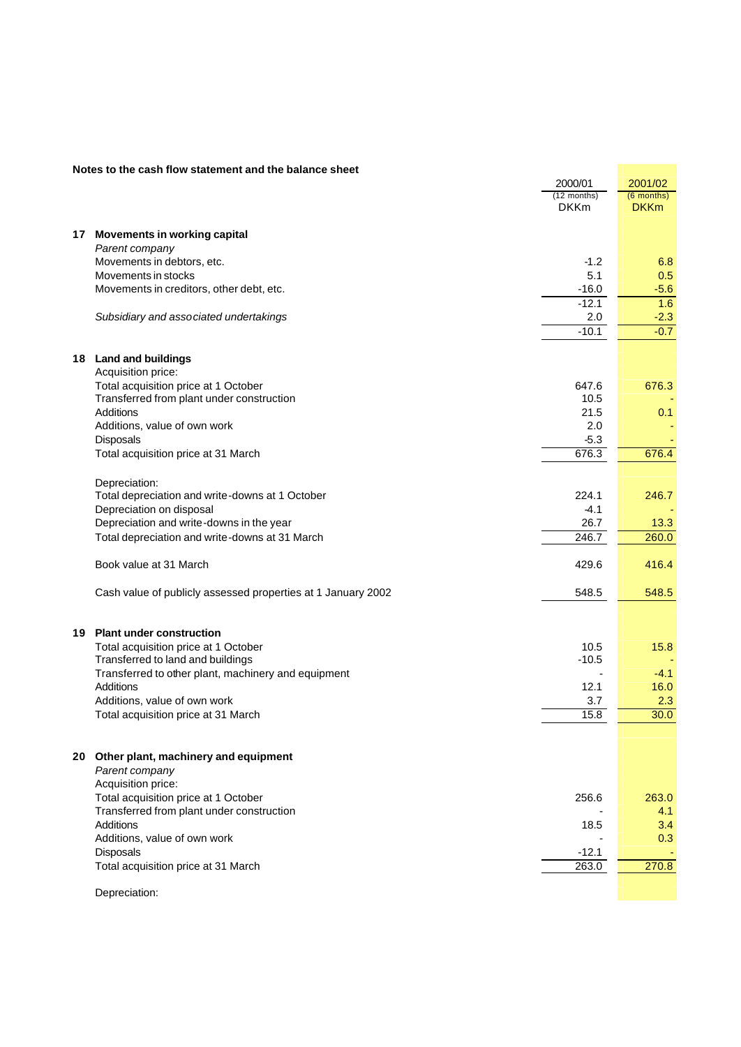## Notes to the cash flow statement and the balance sheet

| | | 2000/01 (12 months) DKKm | 2001/02 (6 months) DKKm |
|---|---|---|---|
| **17** | **Movements in working capital** | | |
| | *Parent company* | | |
| | Movements in debtors, etc. | -1.2 | 6.8 |
| | Movements in stocks | 5.1 | 0.5 |
| | Movements in creditors, other debt, etc. | -16.0 | -5.6 |
| | | -12.1 | 1.6 |
| | *Subsidiary and associated undertakings* | 2.0 | -2.3 |
| | | -10.1 | -0.7 |
| **18** | **Land and buildings** | | |
| | Acquisition price: | | |
| | Total acquisition price at 1 October | 647.6 | 676.3 |
| | Transferred from plant under construction | 10.5 | - |
| | Additions | 21.5 | 0.1 |
| | Additions, value of own work | 2.0 | - |
| | Disposals | -5.3 | - |
| | Total acquisition price at 31 March | 676.3 | 676.4 |
| | Depreciation: | | |
| | Total depreciation and write-downs at 1 October | 224.1 | 246.7 |
| | Depreciation on disposal | -4.1 | - |
| | Depreciation and write-downs in the year | 26.7 | 13.3 |
| | Total depreciation and write-downs at 31 March | 246.7 | 260.0 |
| | Book value at 31 March | 429.6 | 416.4 |
| | Cash value of publicly assessed properties at 1 January 2002 | 548.5 | 548.5 |
| **19** | **Plant under construction** | | |
| | Total acquisition price at 1 October | 10.5 | 15.8 |
| | Transferred to land and buildings | -10.5 | - |
| | Transferred to other plant, machinery and equipment | - | -4.1 |
| | Additions | 12.1 | 16.0 |
| | Additions, value of own work | 3.7 | 2.3 |
| | Total acquisition price at 31 March | 15.8 | 30.0 |
| **20** | **Other plant, machinery and equipment** | | |
| | *Parent company* | | |
| | Acquisition price: | | |
| | Total acquisition price at 1 October | 256.6 | 263.0 |
| | Transferred from plant under construction | - | 4.1 |
| | Additions | 18.5 | 3.4 |
| | Additions, value of own work | - | 0.3 |
| | Disposals | -12.1 | - |
| | Total acquisition price at 31 March | 263.0 | 270.8 |
| | Depreciation: | | |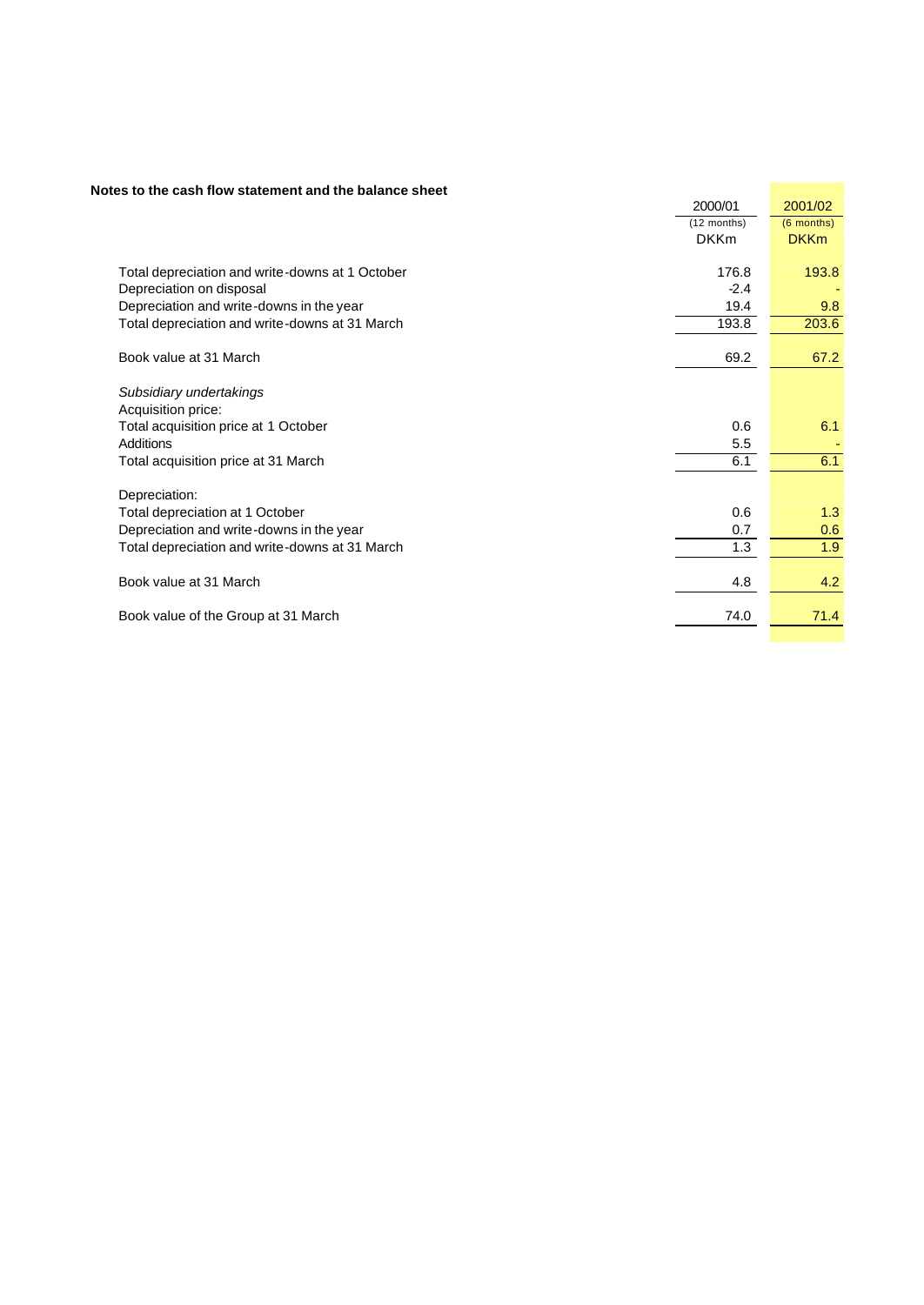**Notes to the cash flow statement and the balance sheet**

| | 2000/01 (12 months) DKKm | 2001/02 (6 months) DKKm |
|---|---|---|
| Total depreciation and write-downs at 1 October | 176.8 | 193.8 |
| Depreciation on disposal | -2.4 | - |
| Depreciation and write-downs in the year | 19.4 | 9.8 |
| Total depreciation and write-downs at 31 March | 193.8 | 203.6 |
| | | |
| Book value at 31 March | 69.2 | 67.2 |
| | | |
| *Subsidiary undertakings* | | |
| Acquisition price: | | |
| Total acquisition price at 1 October | 0.6 | 6.1 |
| Additions | 5.5 | - |
| Total acquisition price at 31 March | 6.1 | 6.1 |
| | | |
| Depreciation: | | |
| Total depreciation at 1 October | 0.6 | 1.3 |
| Depreciation and write-downs in the year | 0.7 | 0.6 |
| Total depreciation and write-downs at 31 March | 1.3 | 1.9 |
| | | |
| Book value at 31 March | 4.8 | 4.2 |
| | | |
| Book value of the Group at 31 March | 74.0 | 71.4 |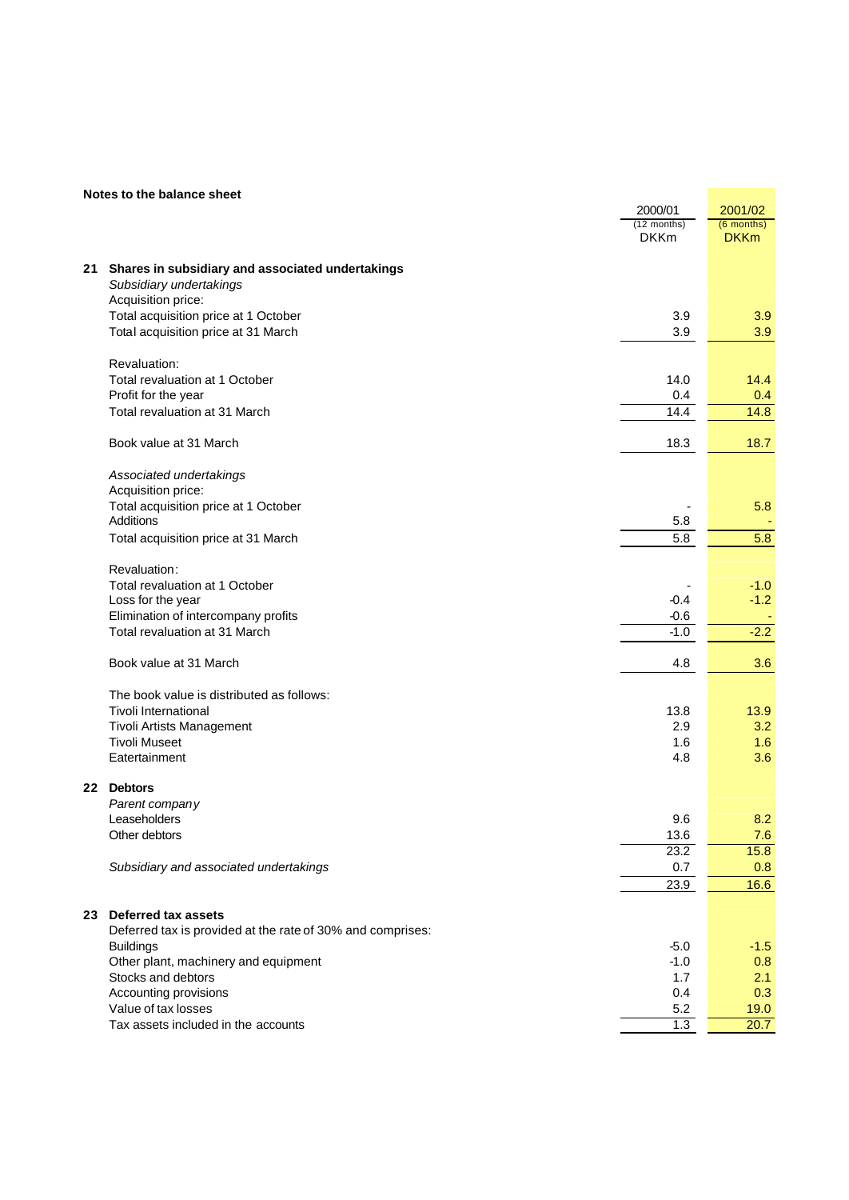## Notes to the balance sheet

| | 2000/01 (12 months) DKKm | 2001/02 (6 months) DKKm |
|---|---|---|
| **21 Shares in subsidiary and associated undertakings** | | |
| *Subsidiary undertakings* | | |
| Acquisition price: | | |
| Total acquisition price at 1 October | 3.9 | 3.9 |
| Total acquisition price at 31 March | 3.9 | 3.9 |
| | | |
| Revaluation: | | |
| Total revaluation at 1 October | 14.0 | 14.4 |
| Profit for the year | 0.4 | 0.4 |
| Total revaluation at 31 March | 14.4 | 14.8 |
| | | |
| Book value at 31 March | 18.3 | 18.7 |
| | | |
| *Associated undertakings* | | |
| Acquisition price: | | |
| Total acquisition price at 1 October | - | 5.8 |
| Additions | 5.8 | - |
| Total acquisition price at 31 March | 5.8 | 5.8 |
| | | |
| Revaluation: | | |
| Total revaluation at 1 October | - | -1.0 |
| Loss for the year | -0.4 | -1.2 |
| Elimination of intercompany profits | -0.6 | - |
| Total revaluation at 31 March | -1.0 | -2.2 |
| | | |
| Book value at 31 March | 4.8 | 3.6 |
| | | |
| The book value is distributed as follows: | | |
| Tivoli International | 13.8 | 13.9 |
| Tivoli Artists Management | 2.9 | 3.2 |
| Tivoli Museet | 1.6 | 1.6 |
| Eatertainment | 4.8 | 3.6 |
| | | |
| **22 Debtors** | | |
| *Parent company* | | |
| Leaseholders | 9.6 | 8.2 |
| Other debtors | 13.6 | 7.6 |
| | 23.2 | 15.8 |
| *Subsidiary and associated undertakings* | 0.7 | 0.8 |
| | 23.9 | 16.6 |
| | | |
| **23 Deferred tax assets** | | |
| Deferred tax is provided at the rate of 30% and comprises: | | |
| Buildings | -5.0 | -1.5 |
| Other plant, machinery and equipment | -1.0 | 0.8 |
| Stocks and debtors | 1.7 | 2.1 |
| Accounting provisions | 0.4 | 0.3 |
| Value of tax losses | 5.2 | 19.0 |
| Tax assets included in the accounts | 1.3 | 20.7 |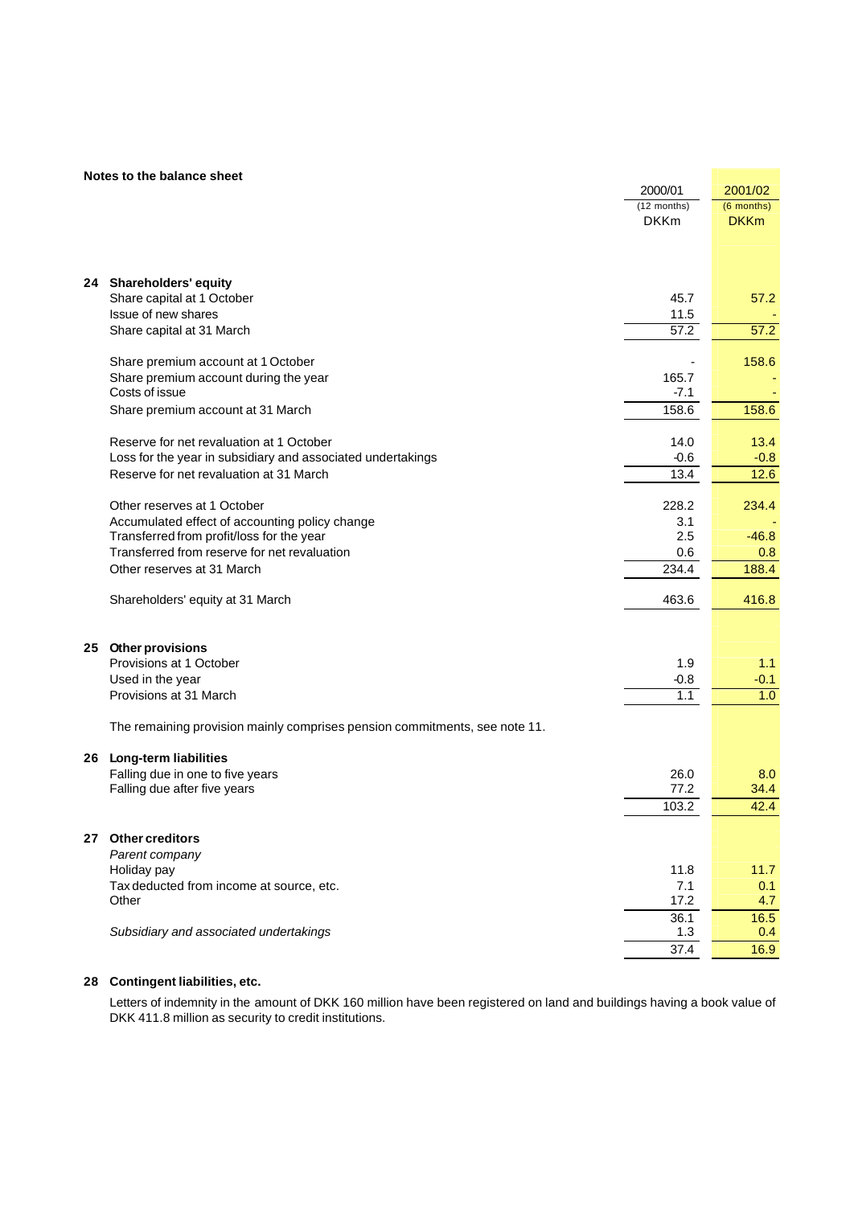## Notes to the balance sheet

| | | 2000/01 (12 months) DKKm | 2001/02 (6 months) DKKm |
|---|---|---|---|
| **24** | **Shareholders' equity** | | |
| | Share capital at 1 October | 45.7 | 57.2 |
| | Issue of new shares | 11.5 | - |
| | Share capital at 31 March | 57.2 | 57.2 |
| | | | |
| | Share premium account at 1 October | - | 158.6 |
| | Share premium account during the year | 165.7 | - |
| | Costs of issue | -7.1 | - |
| | Share premium account at 31 March | 158.6 | 158.6 |
| | | | |
| | Reserve for net revaluation at 1 October | 14.0 | 13.4 |
| | Loss for the year in subsidiary and associated undertakings | -0.6 | -0.8 |
| | Reserve for net revaluation at 31 March | 13.4 | 12.6 |
| | | | |
| | Other reserves at 1 October | 228.2 | 234.4 |
| | Accumulated effect of accounting policy change | 3.1 | - |
| | Transferred from profit/loss for the year | 2.5 | -46.8 |
| | Transferred from reserve for net revaluation | 0.6 | 0.8 |
| | Other reserves at 31 March | 234.4 | 188.4 |
| | | | |
| | Shareholders' equity at 31 March | 463.6 | 416.8 |
| | | | |
| **25** | **Other provisions** | | |
| | Provisions at 1 October | 1.9 | 1.1 |
| | Used in the year | -0.8 | -0.1 |
| | Provisions at 31 March | 1.1 | 1.0 |

The remaining provision mainly comprises pension commitments, see note 11.

| | | 2000/01 (12 months) DKKm | 2001/02 (6 months) DKKm |
|---|---|---|---|
| **26** | **Long-term liabilities** | | |
| | Falling due in one to five years | 26.0 | 8.0 |
| | Falling due after five years | 77.2 | 34.4 |
| | | 103.2 | 42.4 |
| | | | |
| **27** | **Other creditors** | | |
| | *Parent company* | | |
| | Holiday pay | 11.8 | 11.7 |
| | Tax deducted from income at source, etc. | 7.1 | 0.1 |
| | Other | 17.2 | 4.7 |
| | | 36.1 | 16.5 |
| | *Subsidiary and associated undertakings* | 1.3 | 0.4 |
| | | 37.4 | 16.9 |

**28 Contingent liabilities, etc.**

Letters of indemnity in the amount of DKK 160 million have been registered on land and buildings having a book value of DKK 411.8 million as security to credit institutions.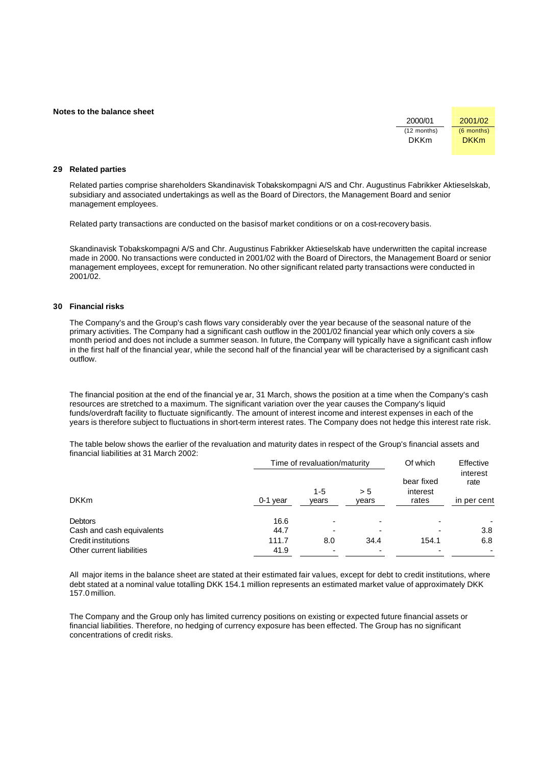**Notes to the balance sheet**

| | 2000/01 | 2001/02 |
|---|---|---|
| | (12 months) | (6 months) |
| | DKKm | DKKm |

## 29 Related parties

Related parties comprise shareholders Skandinavisk Tobakskompagni A/S and Chr. Augustinus Fabrikker Aktieselskab, subsidiary and associated undertakings as well as the Board of Directors, the Management Board and senior management employees.

Related party transactions are conducted on the basis of market conditions or on a cost-recovery basis.

Skandinavisk Tobakskompagni A/S and Chr. Augustinus Fabrikker Aktieselskab have underwritten the capital increase made in 2000. No transactions were conducted in 2001/02 with the Board of Directors, the Management Board or senior management employees, except for remuneration. No other significant related party transactions were conducted in 2001/02.

## 30 Financial risks

The Company's and the Group's cash flows vary considerably over the year because of the seasonal nature of the primary activities. The Company had a significant cash outflow in the 2001/02 financial year which only covers a six-month period and does not include a summer season. In future, the Company will typically have a significant cash inflow in the first half of the financial year, while the second half of the financial year will be characterised by a significant cash outflow.

The financial position at the end of the financial year, 31 March, shows the position at a time when the Company's cash resources are stretched to a maximum. The significant variation over the year causes the Company's liquid funds/overdraft facility to fluctuate significantly. The amount of interest income and interest expenses in each of the years is therefore subject to fluctuations in short-term interest rates. The Company does not hedge this interest rate risk.

The table below shows the earlier of the revaluation and maturity dates in respect of the Group's financial assets and financial liabilities at 31 March 2002:

| | Time of revaluation/maturity | | | Of which | Effective |
|---|---|---|---|---|---|
| DKKm | 0-1 year | 1-5 years | > 5 years | bear fixed interest rates | interest rate in per cent |
| Debtors | 16.6 | - | - | - | - |
| Cash and cash equivalents | 44.7 | - | - | - | 3.8 |
| Credit institutions | 111.7 | 8.0 | 34.4 | 154.1 | 6.8 |
| Other current liabilities | 41.9 | - | - | - | - |

All major items in the balance sheet are stated at their estimated fair values, except for debt to credit institutions, where debt stated at a nominal value totalling DKK 154.1 million represents an estimated market value of approximately DKK 157.0 million.

The Company and the Group only has limited currency positions on existing or expected future financial assets or financial liabilities. Therefore, no hedging of currency exposure has been effected. The Group has no significant concentrations of credit risks.